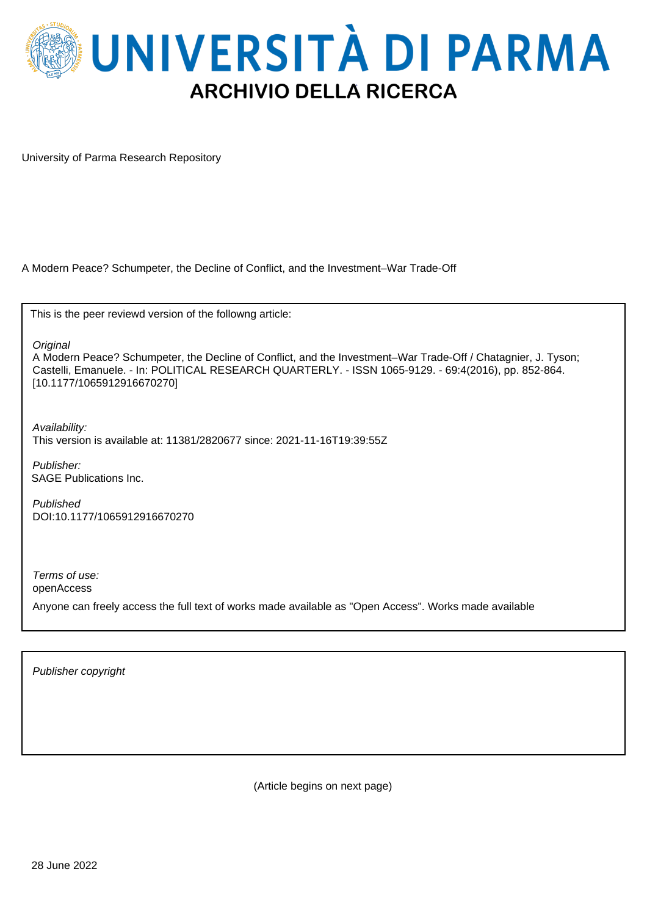# UNIVERSITÀ DI PARMA

## ARCHIVIO DELLA RICERCA

University of Parma Research Repository

A Modern Peace? Schumpeter, the Decline of Conflict, and the Investment–War Trade-Off

This is the peer reviewd version of the followng article:

*Original*
A Modern Peace? Schumpeter, the Decline of Conflict, and the Investment–War Trade-Off / Chatagnier, J. Tyson; Castelli, Emanuele. - In: POLITICAL RESEARCH QUARTERLY. - ISSN 1065-9129. - 69:4(2016), pp. 852-864. [10.1177/1065912916670270]

*Availability:*
This version is available at: 11381/2820677 since: 2021-11-16T19:39:55Z

*Publisher:*
SAGE Publications Inc.

*Published*
DOI:10.1177/1065912916670270

*Terms of use:*
openAccess

Anyone can freely access the full text of works made available as "Open Access". Works made available

*Publisher copyright*

(Article begins on next page)

28 June 2022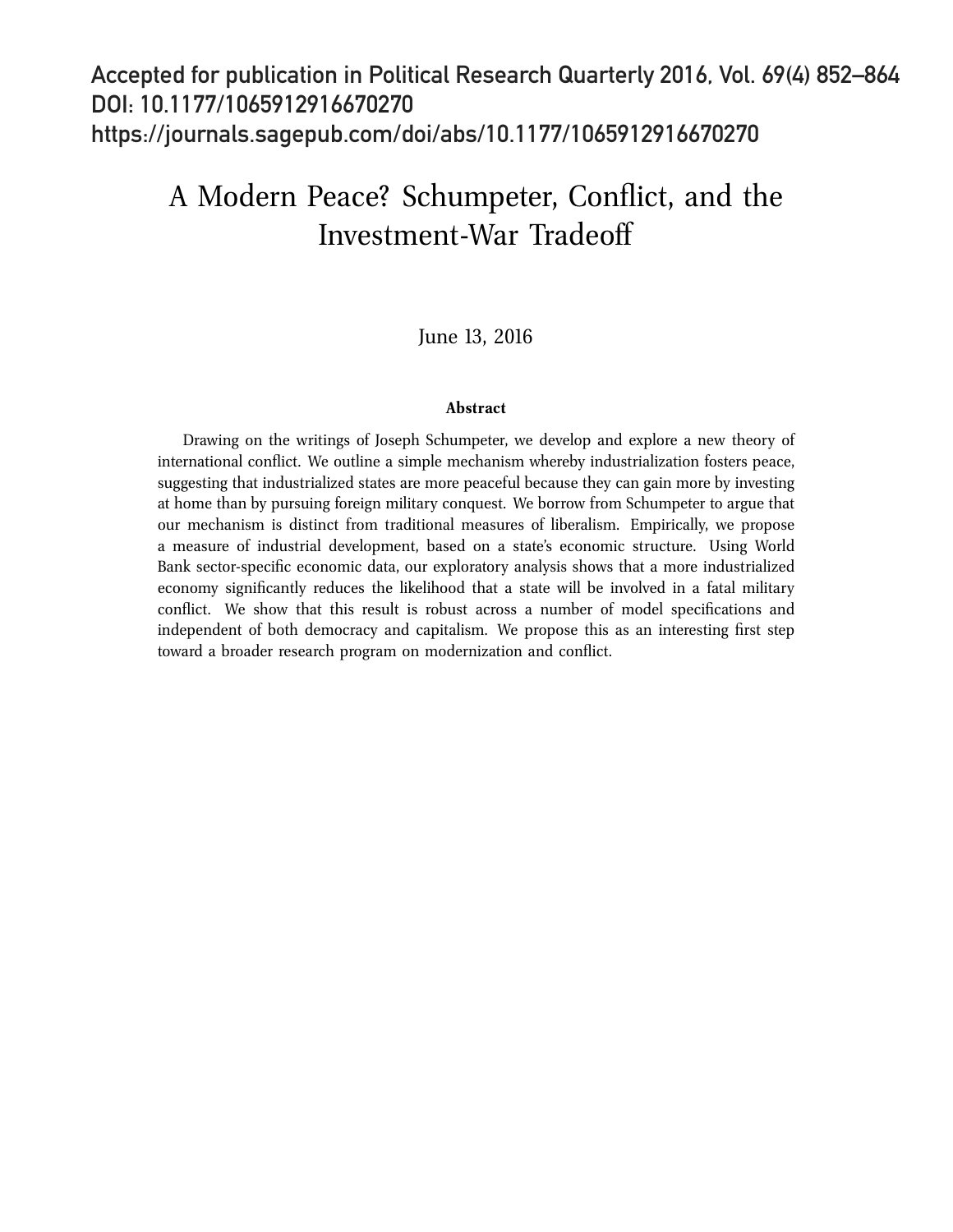Accepted for publication in Political Research Quarterly 2016, Vol. 69(4) 852–864
DOI: 10.1177/1065912916670270
https://journals.sagepub.com/doi/abs/10.1177/1065912916670270

# A Modern Peace? Schumpeter, Conflict, and the Investment-War Tradeoff

June 13, 2016

### Abstract

Drawing on the writings of Joseph Schumpeter, we develop and explore a new theory of international conflict. We outline a simple mechanism whereby industrialization fosters peace, suggesting that industrialized states are more peaceful because they can gain more by investing at home than by pursuing foreign military conquest. We borrow from Schumpeter to argue that our mechanism is distinct from traditional measures of liberalism. Empirically, we propose a measure of industrial development, based on a state's economic structure. Using World Bank sector-specific economic data, our exploratory analysis shows that a more industrialized economy significantly reduces the likelihood that a state will be involved in a fatal military conflict. We show that this result is robust across a number of model specifications and independent of both democracy and capitalism. We propose this as an interesting first step toward a broader research program on modernization and conflict.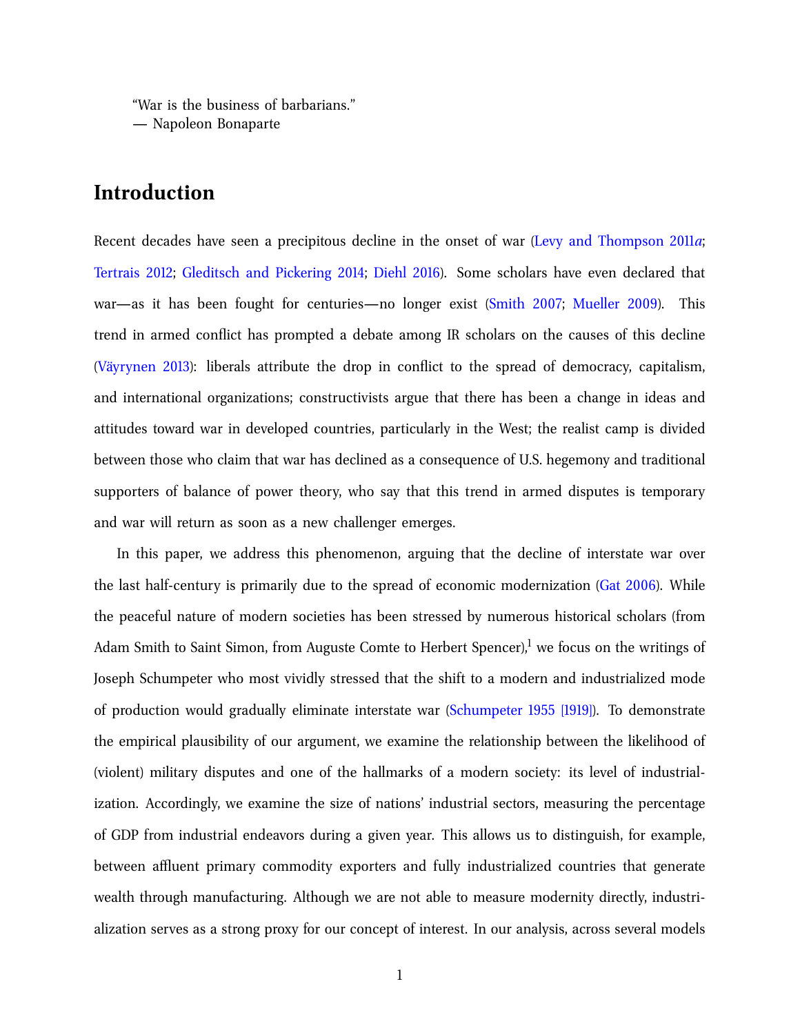"War is the business of barbarians."
— Napoleon Bonaparte

# Introduction

Recent decades have seen a precipitous decline in the onset of war (Levy and Thompson 2011*a*; Tertrais 2012; Gleditsch and Pickering 2014; Diehl 2016). Some scholars have even declared that war—as it has been fought for centuries—no longer exist (Smith 2007; Mueller 2009). This trend in armed conflict has prompted a debate among IR scholars on the causes of this decline (Väyrynen 2013): liberals attribute the drop in conflict to the spread of democracy, capitalism, and international organizations; constructivists argue that there has been a change in ideas and attitudes toward war in developed countries, particularly in the West; the realist camp is divided between those who claim that war has declined as a consequence of U.S. hegemony and traditional supporters of balance of power theory, who say that this trend in armed disputes is temporary and war will return as soon as a new challenger emerges.

In this paper, we address this phenomenon, arguing that the decline of interstate war over the last half-century is primarily due to the spread of economic modernization (Gat 2006). While the peaceful nature of modern societies has been stressed by numerous historical scholars (from Adam Smith to Saint Simon, from Auguste Comte to Herbert Spencer),[1] we focus on the writings of Joseph Schumpeter who most vividly stressed that the shift to a modern and industrialized mode of production would gradually eliminate interstate war (Schumpeter 1955 [1919]). To demonstrate the empirical plausibility of our argument, we examine the relationship between the likelihood of (violent) military disputes and one of the hallmarks of a modern society: its level of industrialization. Accordingly, we examine the size of nations' industrial sectors, measuring the percentage of GDP from industrial endeavors during a given year. This allows us to distinguish, for example, between affluent primary commodity exporters and fully industrialized countries that generate wealth through manufacturing. Although we are not able to measure modernity directly, industrialization serves as a strong proxy for our concept of interest. In our analysis, across several models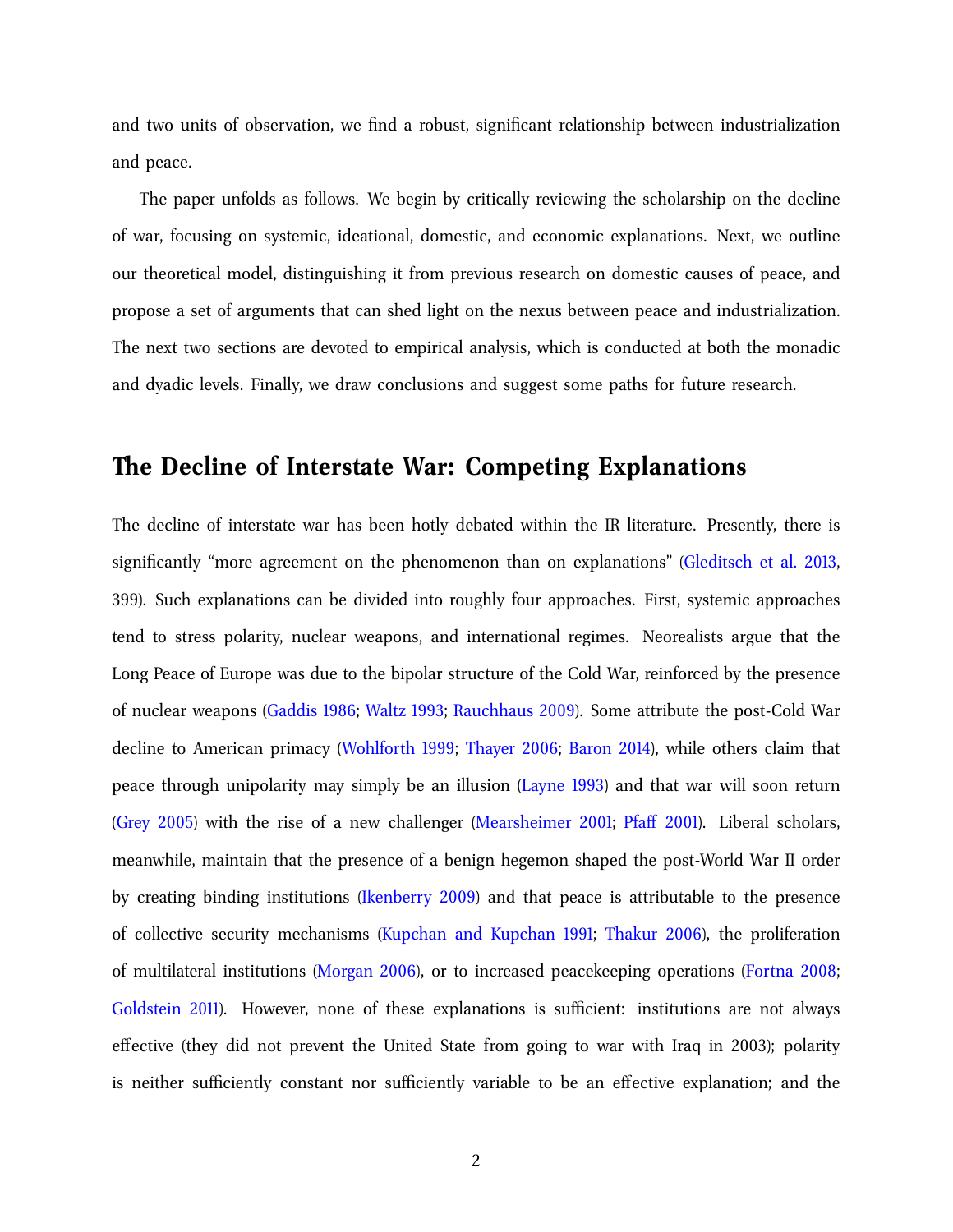and two units of observation, we find a robust, significant relationship between industrialization and peace.

The paper unfolds as follows. We begin by critically reviewing the scholarship on the decline of war, focusing on systemic, ideational, domestic, and economic explanations. Next, we outline our theoretical model, distinguishing it from previous research on domestic causes of peace, and propose a set of arguments that can shed light on the nexus between peace and industrialization. The next two sections are devoted to empirical analysis, which is conducted at both the monadic and dyadic levels. Finally, we draw conclusions and suggest some paths for future research.

## The Decline of Interstate War: Competing Explanations

The decline of interstate war has been hotly debated within the IR literature. Presently, there is significantly "more agreement on the phenomenon than on explanations" (Gleditsch et al. 2013, 399). Such explanations can be divided into roughly four approaches. First, systemic approaches tend to stress polarity, nuclear weapons, and international regimes. Neorealists argue that the Long Peace of Europe was due to the bipolar structure of the Cold War, reinforced by the presence of nuclear weapons (Gaddis 1986; Waltz 1993; Rauchhaus 2009). Some attribute the post-Cold War decline to American primacy (Wohlforth 1999; Thayer 2006; Baron 2014), while others claim that peace through unipolarity may simply be an illusion (Layne 1993) and that war will soon return (Grey 2005) with the rise of a new challenger (Mearsheimer 2001; Pfaff 2001). Liberal scholars, meanwhile, maintain that the presence of a benign hegemon shaped the post-World War II order by creating binding institutions (Ikenberry 2009) and that peace is attributable to the presence of collective security mechanisms (Kupchan and Kupchan 1991; Thakur 2006), the proliferation of multilateral institutions (Morgan 2006), or to increased peacekeeping operations (Fortna 2008; Goldstein 2011). However, none of these explanations is sufficient: institutions are not always effective (they did not prevent the United State from going to war with Iraq in 2003); polarity is neither sufficiently constant nor sufficiently variable to be an effective explanation; and the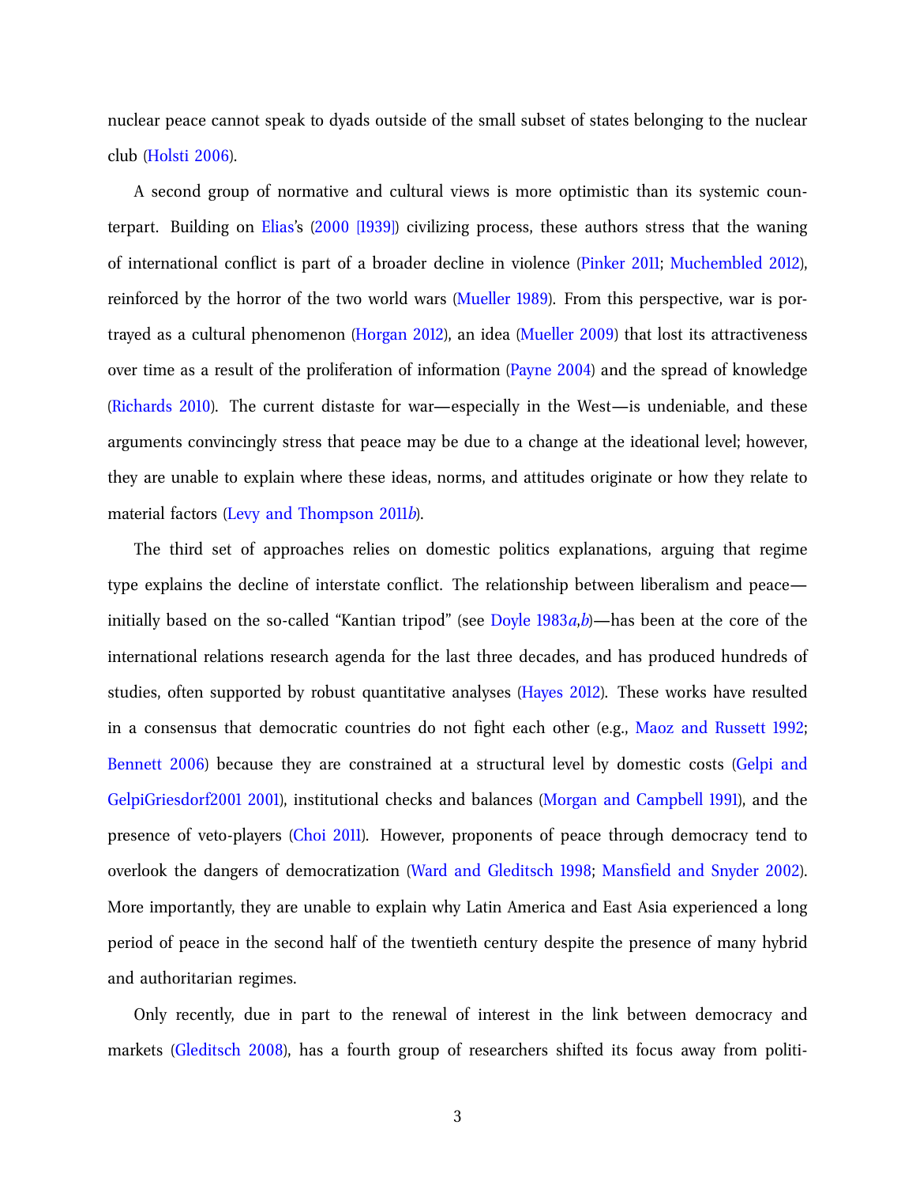nuclear peace cannot speak to dyads outside of the small subset of states belonging to the nuclear club (Holsti 2006).

A second group of normative and cultural views is more optimistic than its systemic counterpart. Building on Elias's (2000 [1939]) civilizing process, these authors stress that the waning of international conflict is part of a broader decline in violence (Pinker 2011; Muchembled 2012), reinforced by the horror of the two world wars (Mueller 1989). From this perspective, war is portrayed as a cultural phenomenon (Horgan 2012), an idea (Mueller 2009) that lost its attractiveness over time as a result of the proliferation of information (Payne 2004) and the spread of knowledge (Richards 2010). The current distaste for war—especially in the West—is undeniable, and these arguments convincingly stress that peace may be due to a change at the ideational level; however, they are unable to explain where these ideas, norms, and attitudes originate or how they relate to material factors (Levy and Thompson 2011*b*).

The third set of approaches relies on domestic politics explanations, arguing that regime type explains the decline of interstate conflict. The relationship between liberalism and peace—initially based on the so-called "Kantian tripod" (see Doyle 1983*a*,*b*)—has been at the core of the international relations research agenda for the last three decades, and has produced hundreds of studies, often supported by robust quantitative analyses (Hayes 2012). These works have resulted in a consensus that democratic countries do not fight each other (e.g., Maoz and Russett 1992; Bennett 2006) because they are constrained at a structural level by domestic costs (Gelpi and GelpiGriesdorf2001 2001), institutional checks and balances (Morgan and Campbell 1991), and the presence of veto-players (Choi 2011). However, proponents of peace through democracy tend to overlook the dangers of democratization (Ward and Gleditsch 1998; Mansfield and Snyder 2002). More importantly, they are unable to explain why Latin America and East Asia experienced a long period of peace in the second half of the twentieth century despite the presence of many hybrid and authoritarian regimes.

Only recently, due in part to the renewal of interest in the link between democracy and markets (Gleditsch 2008), has a fourth group of researchers shifted its focus away from politi-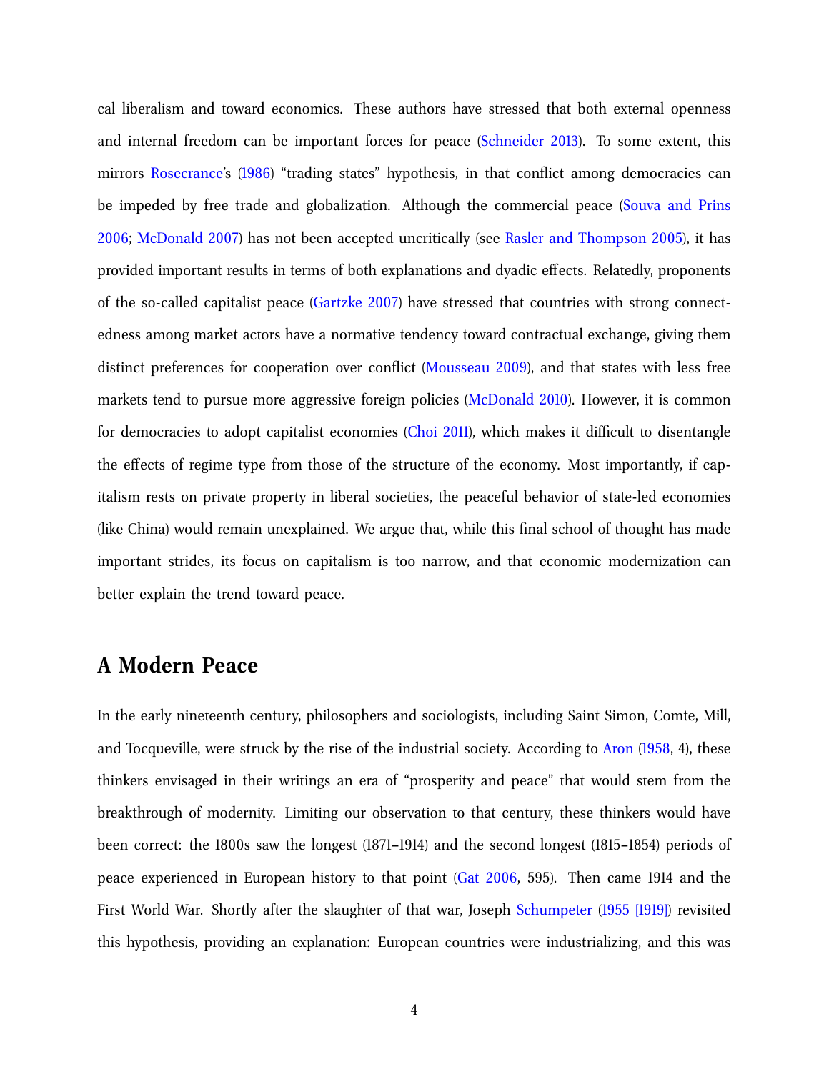cal liberalism and toward economics. These authors have stressed that both external openness and internal freedom can be important forces for peace (Schneider 2013). To some extent, this mirrors Rosecrance's (1986) "trading states" hypothesis, in that conflict among democracies can be impeded by free trade and globalization. Although the commercial peace (Souva and Prins 2006; McDonald 2007) has not been accepted uncritically (see Rasler and Thompson 2005), it has provided important results in terms of both explanations and dyadic effects. Relatedly, proponents of the so-called capitalist peace (Gartzke 2007) have stressed that countries with strong connectedness among market actors have a normative tendency toward contractual exchange, giving them distinct preferences for cooperation over conflict (Mousseau 2009), and that states with less free markets tend to pursue more aggressive foreign policies (McDonald 2010). However, it is common for democracies to adopt capitalist economies (Choi 2011), which makes it difficult to disentangle the effects of regime type from those of the structure of the economy. Most importantly, if capitalism rests on private property in liberal societies, the peaceful behavior of state-led economies (like China) would remain unexplained. We argue that, while this final school of thought has made important strides, its focus on capitalism is too narrow, and that economic modernization can better explain the trend toward peace.

## A Modern Peace

In the early nineteenth century, philosophers and sociologists, including Saint Simon, Comte, Mill, and Tocqueville, were struck by the rise of the industrial society. According to Aron (1958, 4), these thinkers envisaged in their writings an era of "prosperity and peace" that would stem from the breakthrough of modernity. Limiting our observation to that century, these thinkers would have been correct: the 1800s saw the longest (1871–1914) and the second longest (1815–1854) periods of peace experienced in European history to that point (Gat 2006, 595). Then came 1914 and the First World War. Shortly after the slaughter of that war, Joseph Schumpeter (1955 [1919]) revisited this hypothesis, providing an explanation: European countries were industrializing, and this was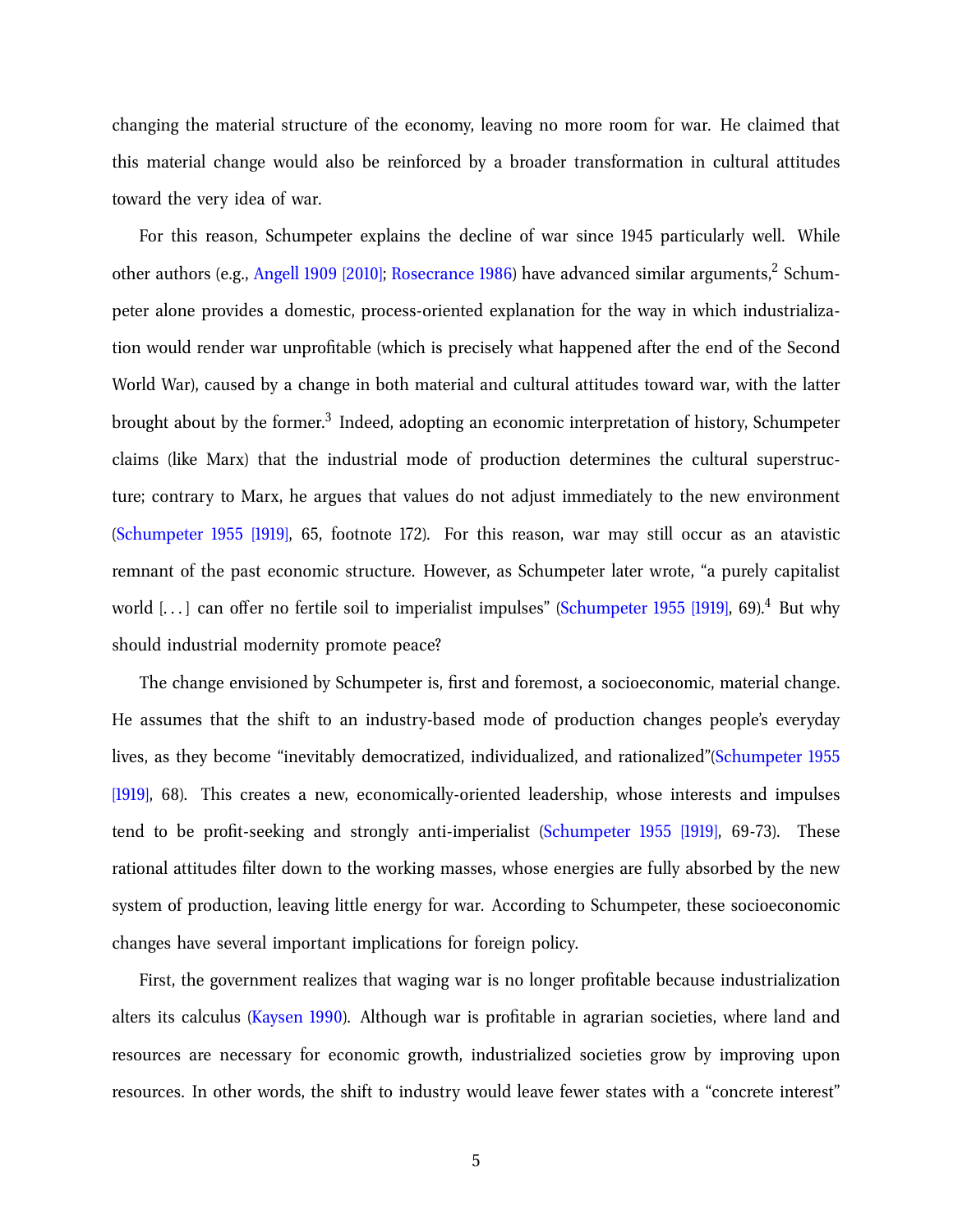changing the material structure of the economy, leaving no more room for war. He claimed that this material change would also be reinforced by a broader transformation in cultural attitudes toward the very idea of war.

For this reason, Schumpeter explains the decline of war since 1945 particularly well. While other authors (e.g., Angell 1909 [2010]; Rosecrance 1986) have advanced similar arguments,[2] Schumpeter alone provides a domestic, process-oriented explanation for the way in which industrialization would render war unprofitable (which is precisely what happened after the end of the Second World War), caused by a change in both material and cultural attitudes toward war, with the latter brought about by the former.[3] Indeed, adopting an economic interpretation of history, Schumpeter claims (like Marx) that the industrial mode of production determines the cultural superstructure; contrary to Marx, he argues that values do not adjust immediately to the new environment (Schumpeter 1955 [1919], 65, footnote 172). For this reason, war may still occur as an atavistic remnant of the past economic structure. However, as Schumpeter later wrote, "a purely capitalist world [. . . ] can offer no fertile soil to imperialist impulses" (Schumpeter 1955 [1919], 69).[4] But why should industrial modernity promote peace?

The change envisioned by Schumpeter is, first and foremost, a socioeconomic, material change. He assumes that the shift to an industry-based mode of production changes people's everyday lives, as they become "inevitably democratized, individualized, and rationalized"(Schumpeter 1955 [1919], 68). This creates a new, economically-oriented leadership, whose interests and impulses tend to be profit-seeking and strongly anti-imperialist (Schumpeter 1955 [1919], 69-73). These rational attitudes filter down to the working masses, whose energies are fully absorbed by the new system of production, leaving little energy for war. According to Schumpeter, these socioeconomic changes have several important implications for foreign policy.

First, the government realizes that waging war is no longer profitable because industrialization alters its calculus (Kaysen 1990). Although war is profitable in agrarian societies, where land and resources are necessary for economic growth, industrialized societies grow by improving upon resources. In other words, the shift to industry would leave fewer states with a "concrete interest"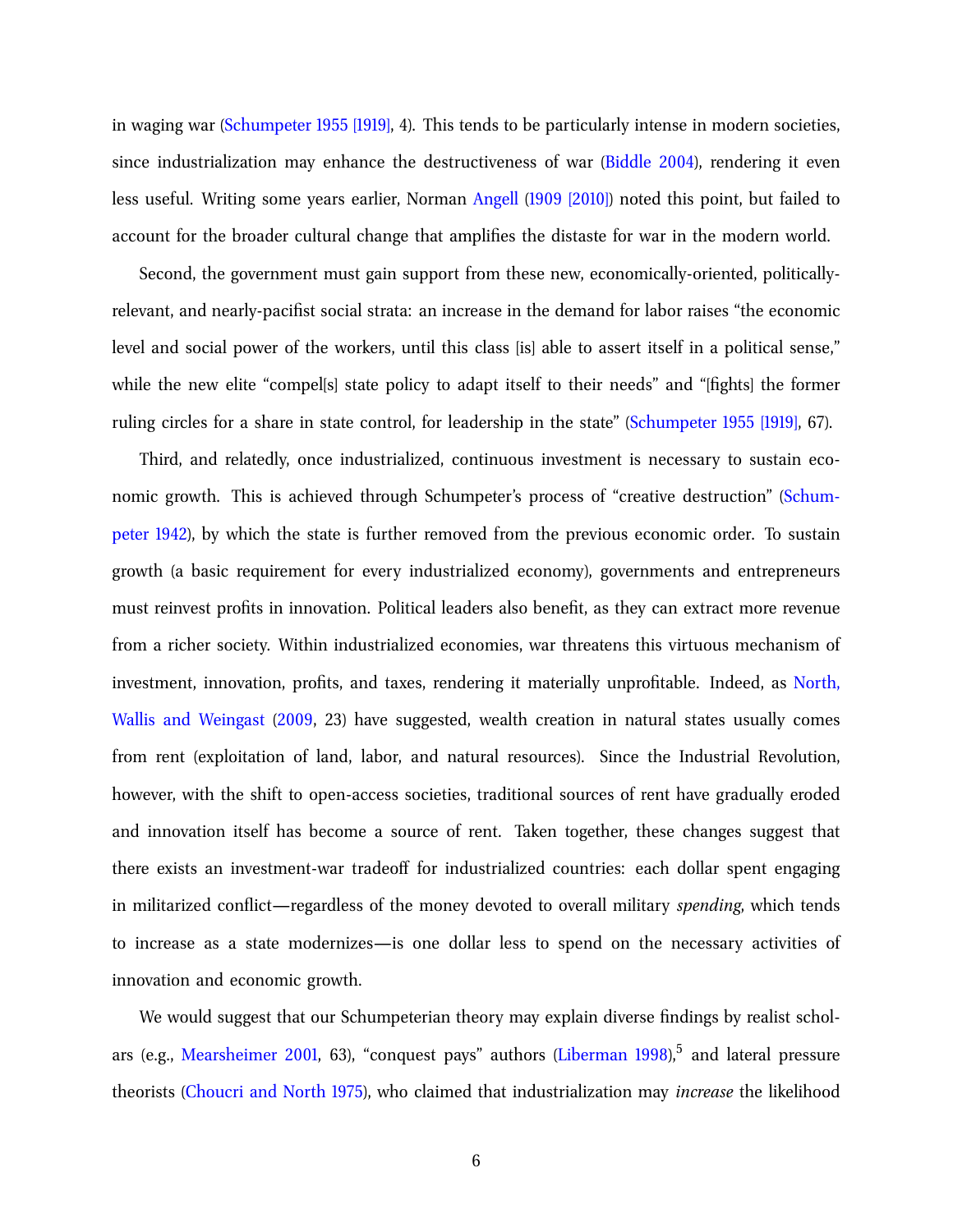in waging war (Schumpeter 1955 [1919], 4). This tends to be particularly intense in modern societies, since industrialization may enhance the destructiveness of war (Biddle 2004), rendering it even less useful. Writing some years earlier, Norman Angell (1909 [2010]) noted this point, but failed to account for the broader cultural change that amplifies the distaste for war in the modern world.

Second, the government must gain support from these new, economically-oriented, politically-relevant, and nearly-pacifist social strata: an increase in the demand for labor raises "the economic level and social power of the workers, until this class [is] able to assert itself in a political sense," while the new elite "compel[s] state policy to adapt itself to their needs" and "[fights] the former ruling circles for a share in state control, for leadership in the state" (Schumpeter 1955 [1919], 67).

Third, and relatedly, once industrialized, continuous investment is necessary to sustain economic growth. This is achieved through Schumpeter's process of "creative destruction" (Schumpeter 1942), by which the state is further removed from the previous economic order. To sustain growth (a basic requirement for every industrialized economy), governments and entrepreneurs must reinvest profits in innovation. Political leaders also benefit, as they can extract more revenue from a richer society. Within industrialized economies, war threatens this virtuous mechanism of investment, innovation, profits, and taxes, rendering it materially unprofitable. Indeed, as North, Wallis and Weingast (2009, 23) have suggested, wealth creation in natural states usually comes from rent (exploitation of land, labor, and natural resources). Since the Industrial Revolution, however, with the shift to open-access societies, traditional sources of rent have gradually eroded and innovation itself has become a source of rent. Taken together, these changes suggest that there exists an investment-war tradeoff for industrialized countries: each dollar spent engaging in militarized conflict—regardless of the money devoted to overall military *spending*, which tends to increase as a state modernizes—is one dollar less to spend on the necessary activities of innovation and economic growth.

We would suggest that our Schumpeterian theory may explain diverse findings by realist scholars (e.g., Mearsheimer 2001, 63), "conquest pays" authors (Liberman 1998),[5] and lateral pressure theorists (Choucri and North 1975), who claimed that industrialization may *increase* the likelihood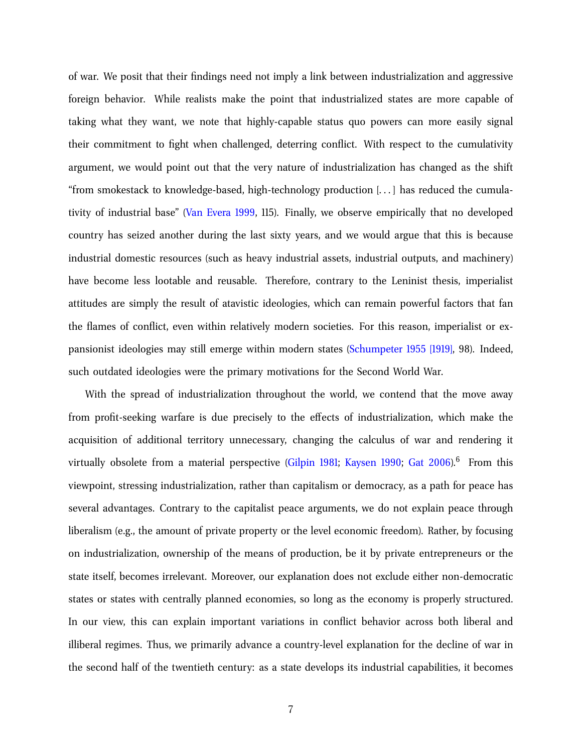of war. We posit that their findings need not imply a link between industrialization and aggressive foreign behavior. While realists make the point that industrialized states are more capable of taking what they want, we note that highly-capable status quo powers can more easily signal their commitment to fight when challenged, deterring conflict. With respect to the cumulativity argument, we would point out that the very nature of industrialization has changed as the shift "from smokestack to knowledge-based, high-technology production [. . . ] has reduced the cumulativity of industrial base" (Van Evera 1999, 115). Finally, we observe empirically that no developed country has seized another during the last sixty years, and we would argue that this is because industrial domestic resources (such as heavy industrial assets, industrial outputs, and machinery) have become less lootable and reusable. Therefore, contrary to the Leninist thesis, imperialist attitudes are simply the result of atavistic ideologies, which can remain powerful factors that fan the flames of conflict, even within relatively modern societies. For this reason, imperialist or expansionist ideologies may still emerge within modern states (Schumpeter 1955 [1919], 98). Indeed, such outdated ideologies were the primary motivations for the Second World War.

With the spread of industrialization throughout the world, we contend that the move away from profit-seeking warfare is due precisely to the effects of industrialization, which make the acquisition of additional territory unnecessary, changing the calculus of war and rendering it virtually obsolete from a material perspective (Gilpin 1981; Kaysen 1990; Gat 2006).[6] From this viewpoint, stressing industrialization, rather than capitalism or democracy, as a path for peace has several advantages. Contrary to the capitalist peace arguments, we do not explain peace through liberalism (e.g., the amount of private property or the level economic freedom). Rather, by focusing on industrialization, ownership of the means of production, be it by private entrepreneurs or the state itself, becomes irrelevant. Moreover, our explanation does not exclude either non-democratic states or states with centrally planned economies, so long as the economy is properly structured. In our view, this can explain important variations in conflict behavior across both liberal and illiberal regimes. Thus, we primarily advance a country-level explanation for the decline of war in the second half of the twentieth century: as a state develops its industrial capabilities, it becomes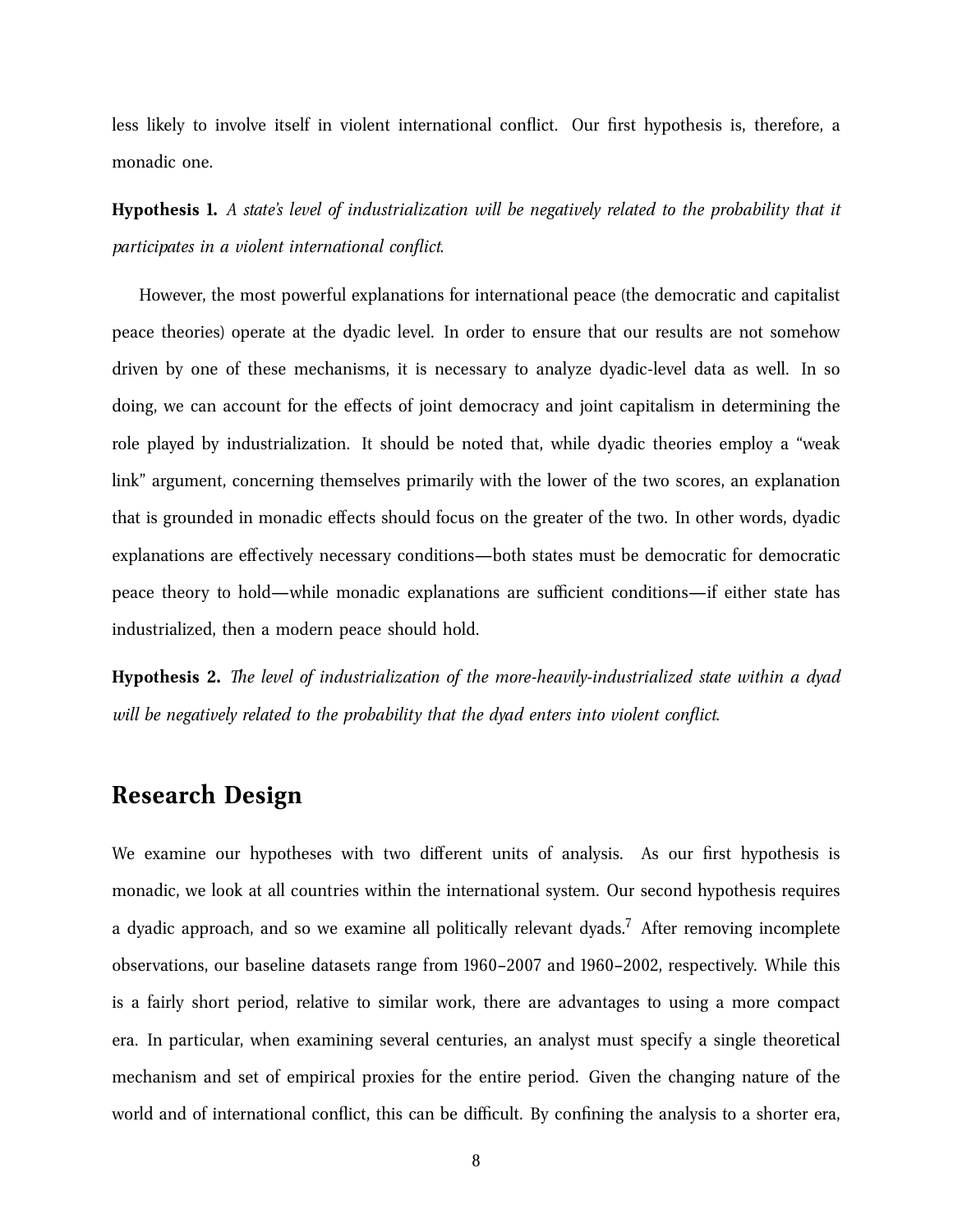less likely to involve itself in violent international conflict. Our first hypothesis is, therefore, a monadic one.

**Hypothesis 1.** *A state's level of industrialization will be negatively related to the probability that it participates in a violent international conflict.*

However, the most powerful explanations for international peace (the democratic and capitalist peace theories) operate at the dyadic level. In order to ensure that our results are not somehow driven by one of these mechanisms, it is necessary to analyze dyadic-level data as well. In so doing, we can account for the effects of joint democracy and joint capitalism in determining the role played by industrialization. It should be noted that, while dyadic theories employ a "weak link" argument, concerning themselves primarily with the lower of the two scores, an explanation that is grounded in monadic effects should focus on the greater of the two. In other words, dyadic explanations are effectively necessary conditions—both states must be democratic for democratic peace theory to hold—while monadic explanations are sufficient conditions—if either state has industrialized, then a modern peace should hold.

**Hypothesis 2.** *The level of industrialization of the more-heavily-industrialized state within a dyad will be negatively related to the probability that the dyad enters into violent conflict.*

## Research Design

We examine our hypotheses with two different units of analysis. As our first hypothesis is monadic, we look at all countries within the international system. Our second hypothesis requires a dyadic approach, and so we examine all politically relevant dyads.[7] After removing incomplete observations, our baseline datasets range from 1960–2007 and 1960–2002, respectively. While this is a fairly short period, relative to similar work, there are advantages to using a more compact era. In particular, when examining several centuries, an analyst must specify a single theoretical mechanism and set of empirical proxies for the entire period. Given the changing nature of the world and of international conflict, this can be difficult. By confining the analysis to a shorter era,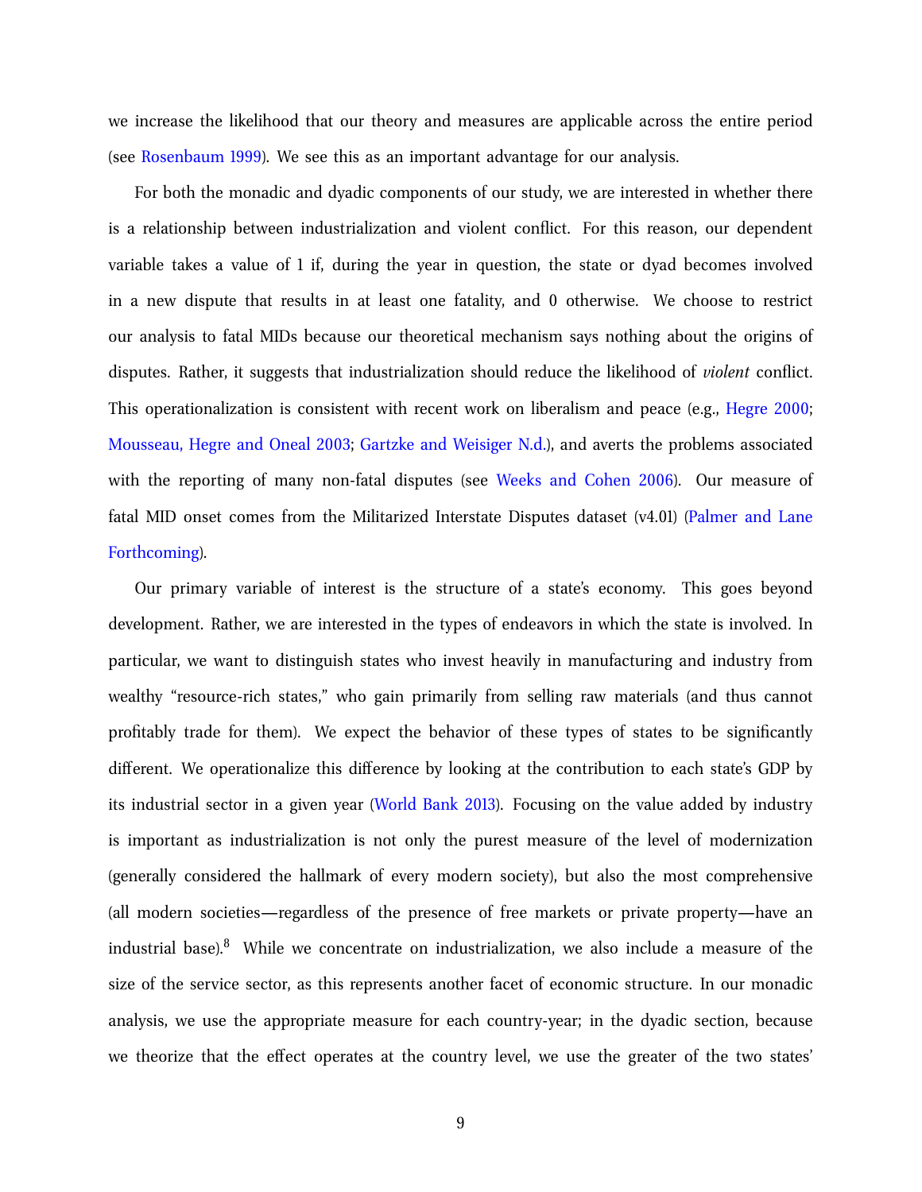we increase the likelihood that our theory and measures are applicable across the entire period (see Rosenbaum 1999). We see this as an important advantage for our analysis.

For both the monadic and dyadic components of our study, we are interested in whether there is a relationship between industrialization and violent conflict. For this reason, our dependent variable takes a value of 1 if, during the year in question, the state or dyad becomes involved in a new dispute that results in at least one fatality, and 0 otherwise. We choose to restrict our analysis to fatal MIDs because our theoretical mechanism says nothing about the origins of disputes. Rather, it suggests that industrialization should reduce the likelihood of *violent* conflict. This operationalization is consistent with recent work on liberalism and peace (e.g., Hegre 2000; Mousseau, Hegre and Oneal 2003; Gartzke and Weisiger N.d.), and averts the problems associated with the reporting of many non-fatal disputes (see Weeks and Cohen 2006). Our measure of fatal MID onset comes from the Militarized Interstate Disputes dataset (v4.01) (Palmer and Lane Forthcoming).

Our primary variable of interest is the structure of a state's economy. This goes beyond development. Rather, we are interested in the types of endeavors in which the state is involved. In particular, we want to distinguish states who invest heavily in manufacturing and industry from wealthy "resource-rich states," who gain primarily from selling raw materials (and thus cannot profitably trade for them). We expect the behavior of these types of states to be significantly different. We operationalize this difference by looking at the contribution to each state's GDP by its industrial sector in a given year (World Bank 2013). Focusing on the value added by industry is important as industrialization is not only the purest measure of the level of modernization (generally considered the hallmark of every modern society), but also the most comprehensive (all modern societies—regardless of the presence of free markets or private property—have an industrial base).[8] While we concentrate on industrialization, we also include a measure of the size of the service sector, as this represents another facet of economic structure. In our monadic analysis, we use the appropriate measure for each country-year; in the dyadic section, because we theorize that the effect operates at the country level, we use the greater of the two states'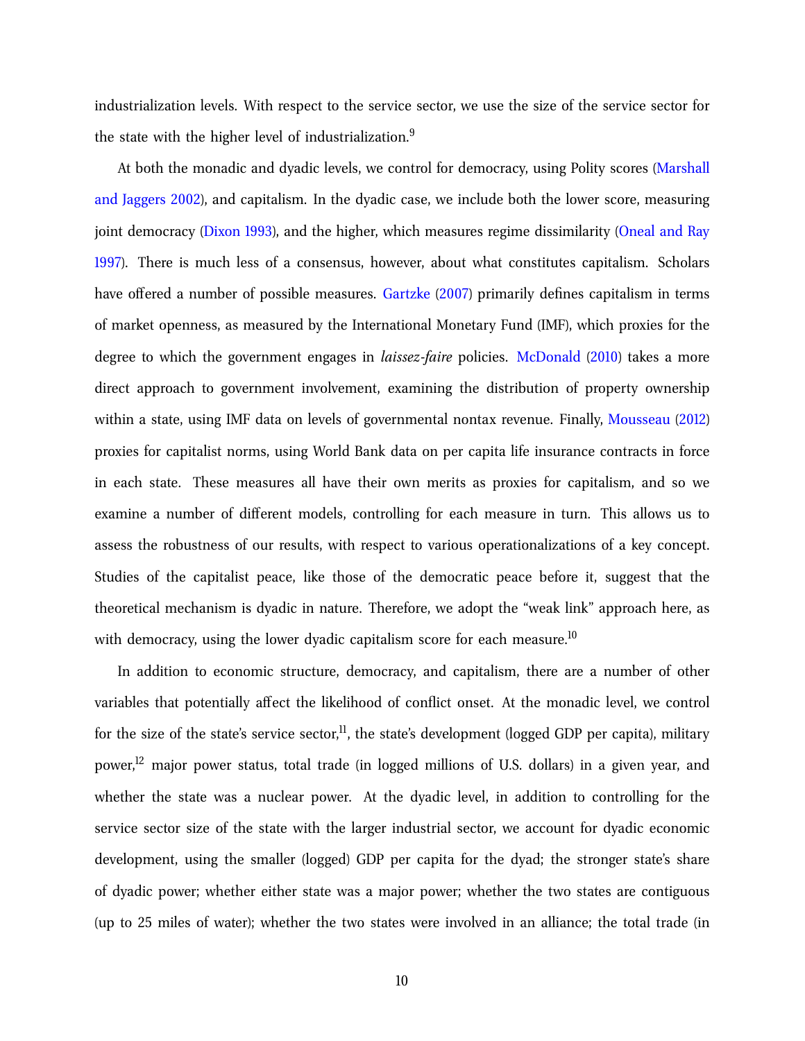industrialization levels. With respect to the service sector, we use the size of the service sector for the state with the higher level of industrialization.[9]

At both the monadic and dyadic levels, we control for democracy, using Polity scores (Marshall and Jaggers 2002), and capitalism. In the dyadic case, we include both the lower score, measuring joint democracy (Dixon 1993), and the higher, which measures regime dissimilarity (Oneal and Ray 1997). There is much less of a consensus, however, about what constitutes capitalism. Scholars have offered a number of possible measures. Gartzke (2007) primarily defines capitalism in terms of market openness, as measured by the International Monetary Fund (IMF), which proxies for the degree to which the government engages in *laissez-faire* policies. McDonald (2010) takes a more direct approach to government involvement, examining the distribution of property ownership within a state, using IMF data on levels of governmental nontax revenue. Finally, Mousseau (2012) proxies for capitalist norms, using World Bank data on per capita life insurance contracts in force in each state. These measures all have their own merits as proxies for capitalism, and so we examine a number of different models, controlling for each measure in turn. This allows us to assess the robustness of our results, with respect to various operationalizations of a key concept. Studies of the capitalist peace, like those of the democratic peace before it, suggest that the theoretical mechanism is dyadic in nature. Therefore, we adopt the "weak link" approach here, as with democracy, using the lower dyadic capitalism score for each measure.[10]

In addition to economic structure, democracy, and capitalism, there are a number of other variables that potentially affect the likelihood of conflict onset. At the monadic level, we control for the size of the state's service sector,[11], the state's development (logged GDP per capita), military power,[12] major power status, total trade (in logged millions of U.S. dollars) in a given year, and whether the state was a nuclear power. At the dyadic level, in addition to controlling for the service sector size of the state with the larger industrial sector, we account for dyadic economic development, using the smaller (logged) GDP per capita for the dyad; the stronger state's share of dyadic power; whether either state was a major power; whether the two states are contiguous (up to 25 miles of water); whether the two states were involved in an alliance; the total trade (in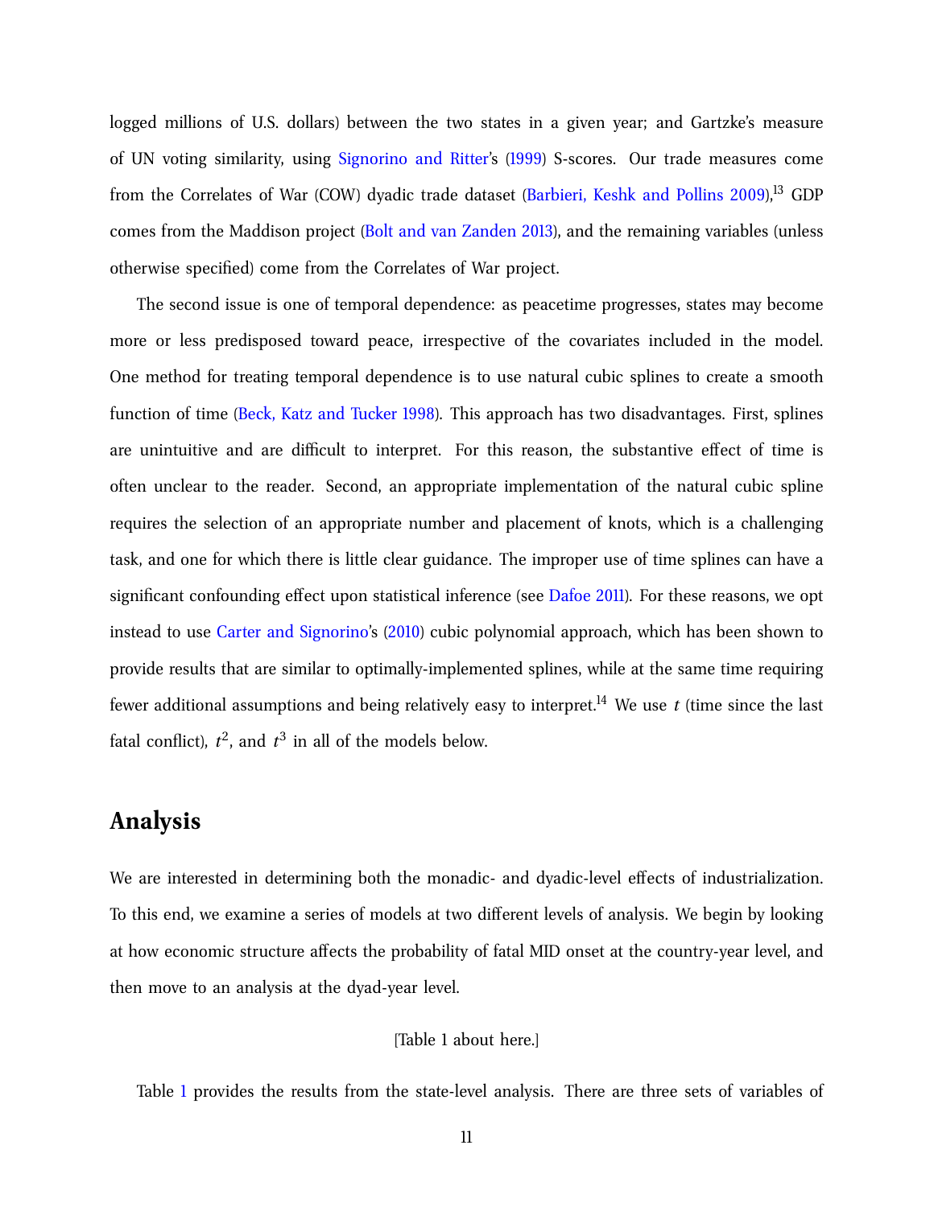logged millions of U.S. dollars) between the two states in a given year; and Gartzke's measure of UN voting similarity, using Signorino and Ritter's (1999) S-scores. Our trade measures come from the Correlates of War (COW) dyadic trade dataset (Barbieri, Keshk and Pollins 2009),[13] GDP comes from the Maddison project (Bolt and van Zanden 2013), and the remaining variables (unless otherwise specified) come from the Correlates of War project.

The second issue is one of temporal dependence: as peacetime progresses, states may become more or less predisposed toward peace, irrespective of the covariates included in the model. One method for treating temporal dependence is to use natural cubic splines to create a smooth function of time (Beck, Katz and Tucker 1998). This approach has two disadvantages. First, splines are unintuitive and are difficult to interpret. For this reason, the substantive effect of time is often unclear to the reader. Second, an appropriate implementation of the natural cubic spline requires the selection of an appropriate number and placement of knots, which is a challenging task, and one for which there is little clear guidance. The improper use of time splines can have a significant confounding effect upon statistical inference (see Dafoe 2011). For these reasons, we opt instead to use Carter and Signorino's (2010) cubic polynomial approach, which has been shown to provide results that are similar to optimally-implemented splines, while at the same time requiring fewer additional assumptions and being relatively easy to interpret.[14] We use $t$ (time since the last fatal conflict), $t^2$, and $t^3$ in all of the models below.

# Analysis

We are interested in determining both the monadic- and dyadic-level effects of industrialization. To this end, we examine a series of models at two different levels of analysis. We begin by looking at how economic structure affects the probability of fatal MID onset at the country-year level, and then move to an analysis at the dyad-year level.

[Table 1 about here.]

Table 1 provides the results from the state-level analysis. There are three sets of variables of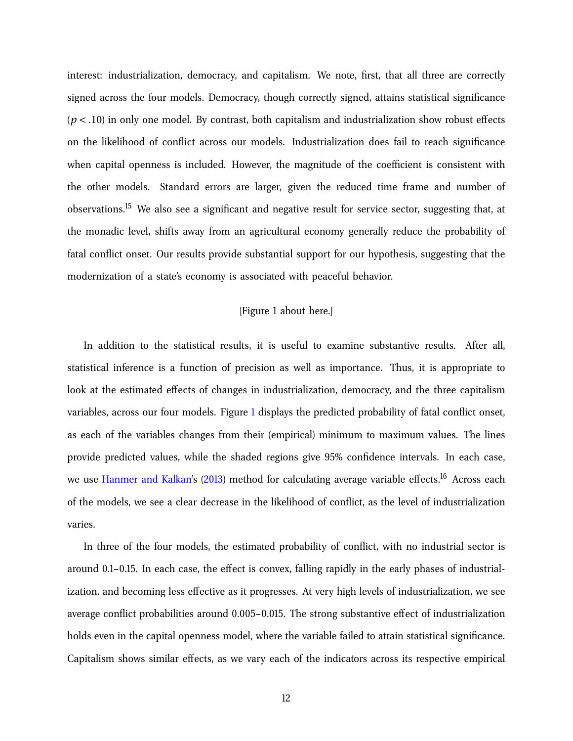interest: industrialization, democracy, and capitalism. We note, first, that all three are correctly signed across the four models. Democracy, though correctly signed, attains statistical significance ($p < .10$) in only one model. By contrast, both capitalism and industrialization show robust effects on the likelihood of conflict across our models. Industrialization does fail to reach significance when capital openness is included. However, the magnitude of the coefficient is consistent with the other models. Standard errors are larger, given the reduced time frame and number of observations.[15] We also see a significant and negative result for service sector, suggesting that, at the monadic level, shifts away from an agricultural economy generally reduce the probability of fatal conflict onset. Our results provide substantial support for our hypothesis, suggesting that the modernization of a state's economy is associated with peaceful behavior.

[Figure 1 about here.]

In addition to the statistical results, it is useful to examine substantive results. After all, statistical inference is a function of precision as well as importance. Thus, it is appropriate to look at the estimated effects of changes in industrialization, democracy, and the three capitalism variables, across our four models. Figure 1 displays the predicted probability of fatal conflict onset, as each of the variables changes from their (empirical) minimum to maximum values. The lines provide predicted values, while the shaded regions give 95% confidence intervals. In each case, we use Hanmer and Kalkan's (2013) method for calculating average variable effects.[16] Across each of the models, we see a clear decrease in the likelihood of conflict, as the level of industrialization varies.

In three of the four models, the estimated probability of conflict, with no industrial sector is around 0.1–0.15. In each case, the effect is convex, falling rapidly in the early phases of industrialization, and becoming less effective as it progresses. At very high levels of industrialization, we see average conflict probabilities around 0.005–0.015. The strong substantive effect of industrialization holds even in the capital openness model, where the variable failed to attain statistical significance. Capitalism shows similar effects, as we vary each of the indicators across its respective empirical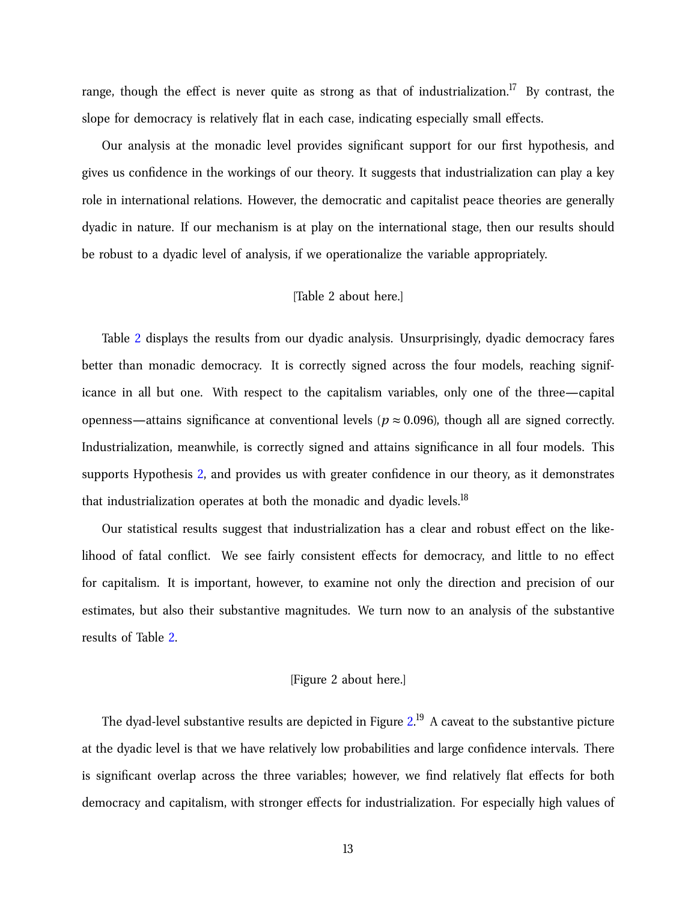range, though the effect is never quite as strong as that of industrialization.[17] By contrast, the slope for democracy is relatively flat in each case, indicating especially small effects.

Our analysis at the monadic level provides significant support for our first hypothesis, and gives us confidence in the workings of our theory. It suggests that industrialization can play a key role in international relations. However, the democratic and capitalist peace theories are generally dyadic in nature. If our mechanism is at play on the international stage, then our results should be robust to a dyadic level of analysis, if we operationalize the variable appropriately.

[Table 2 about here.]

Table 2 displays the results from our dyadic analysis. Unsurprisingly, dyadic democracy fares better than monadic democracy. It is correctly signed across the four models, reaching significance in all but one. With respect to the capitalism variables, only one of the three—capital openness—attains significance at conventional levels ($p \approx 0.096$), though all are signed correctly. Industrialization, meanwhile, is correctly signed and attains significance in all four models. This supports Hypothesis 2, and provides us with greater confidence in our theory, as it demonstrates that industrialization operates at both the monadic and dyadic levels.[18]

Our statistical results suggest that industrialization has a clear and robust effect on the likelihood of fatal conflict. We see fairly consistent effects for democracy, and little to no effect for capitalism. It is important, however, to examine not only the direction and precision of our estimates, but also their substantive magnitudes. We turn now to an analysis of the substantive results of Table 2.

[Figure 2 about here.]

The dyad-level substantive results are depicted in Figure 2.[19] A caveat to the substantive picture at the dyadic level is that we have relatively low probabilities and large confidence intervals. There is significant overlap across the three variables; however, we find relatively flat effects for both democracy and capitalism, with stronger effects for industrialization. For especially high values of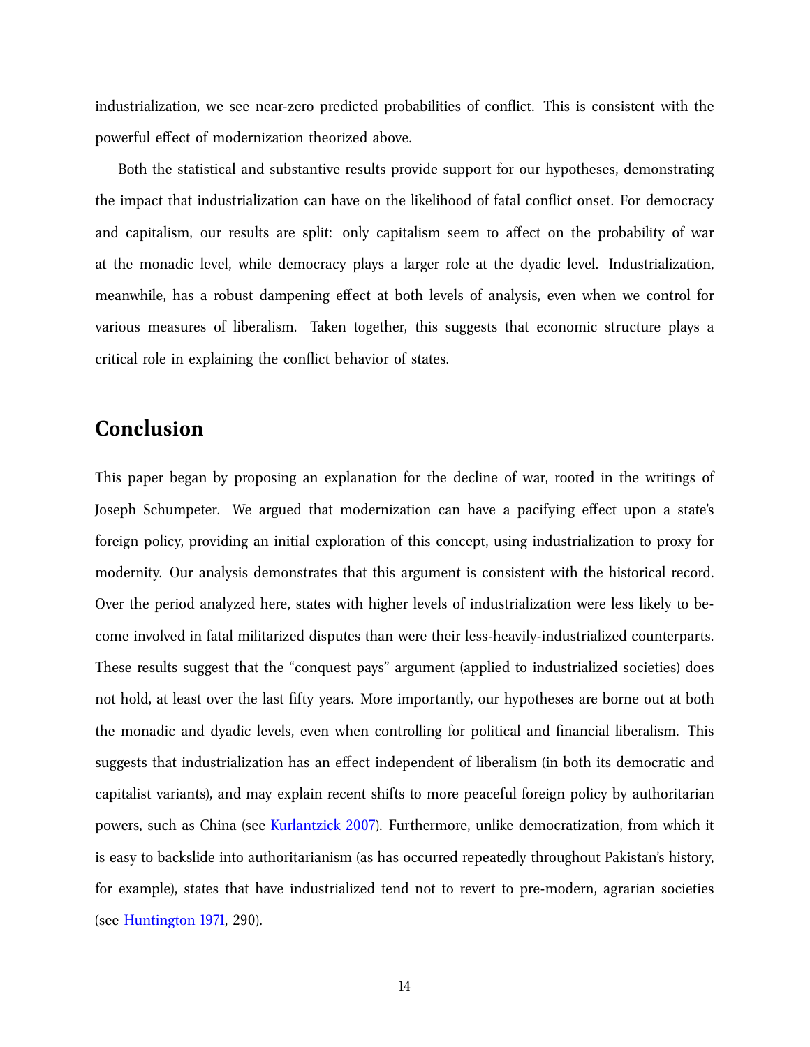industrialization, we see near-zero predicted probabilities of conflict. This is consistent with the powerful effect of modernization theorized above.

Both the statistical and substantive results provide support for our hypotheses, demonstrating the impact that industrialization can have on the likelihood of fatal conflict onset. For democracy and capitalism, our results are split: only capitalism seem to affect on the probability of war at the monadic level, while democracy plays a larger role at the dyadic level. Industrialization, meanwhile, has a robust dampening effect at both levels of analysis, even when we control for various measures of liberalism. Taken together, this suggests that economic structure plays a critical role in explaining the conflict behavior of states.

## Conclusion

This paper began by proposing an explanation for the decline of war, rooted in the writings of Joseph Schumpeter. We argued that modernization can have a pacifying effect upon a state's foreign policy, providing an initial exploration of this concept, using industrialization to proxy for modernity. Our analysis demonstrates that this argument is consistent with the historical record. Over the period analyzed here, states with higher levels of industrialization were less likely to become involved in fatal militarized disputes than were their less-heavily-industrialized counterparts. These results suggest that the "conquest pays" argument (applied to industrialized societies) does not hold, at least over the last fifty years. More importantly, our hypotheses are borne out at both the monadic and dyadic levels, even when controlling for political and financial liberalism. This suggests that industrialization has an effect independent of liberalism (in both its democratic and capitalist variants), and may explain recent shifts to more peaceful foreign policy by authoritarian powers, such as China (see Kurlantzick 2007). Furthermore, unlike democratization, from which it is easy to backslide into authoritarianism (as has occurred repeatedly throughout Pakistan's history, for example), states that have industrialized tend not to revert to pre-modern, agrarian societies (see Huntington 1971, 290).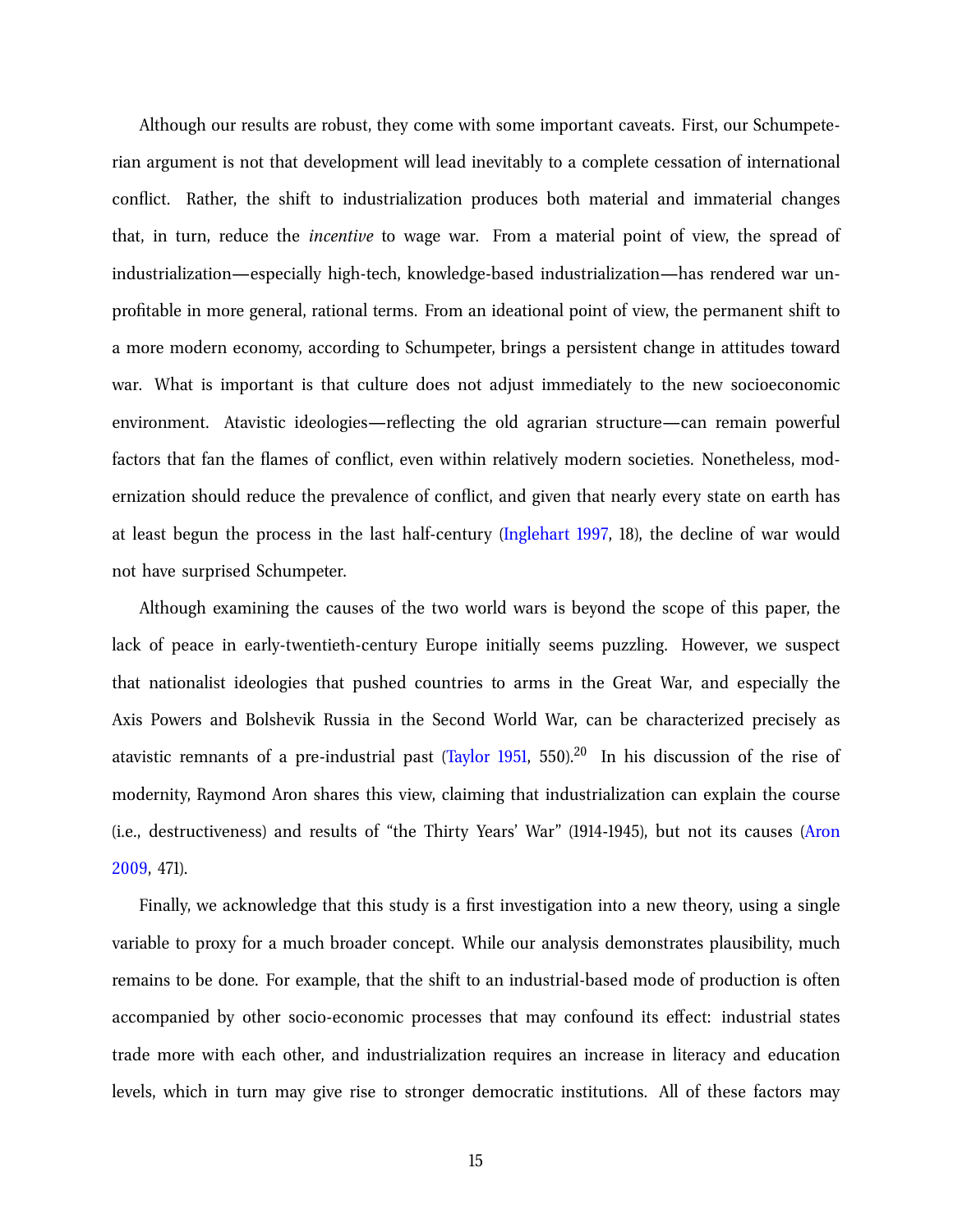Although our results are robust, they come with some important caveats. First, our Schumpeterian argument is not that development will lead inevitably to a complete cessation of international conflict. Rather, the shift to industrialization produces both material and immaterial changes that, in turn, reduce the *incentive* to wage war. From a material point of view, the spread of industrialization—especially high-tech, knowledge-based industrialization—has rendered war unprofitable in more general, rational terms. From an ideational point of view, the permanent shift to a more modern economy, according to Schumpeter, brings a persistent change in attitudes toward war. What is important is that culture does not adjust immediately to the new socioeconomic environment. Atavistic ideologies—reflecting the old agrarian structure—can remain powerful factors that fan the flames of conflict, even within relatively modern societies. Nonetheless, modernization should reduce the prevalence of conflict, and given that nearly every state on earth has at least begun the process in the last half-century (Inglehart 1997, 18), the decline of war would not have surprised Schumpeter.

Although examining the causes of the two world wars is beyond the scope of this paper, the lack of peace in early-twentieth-century Europe initially seems puzzling. However, we suspect that nationalist ideologies that pushed countries to arms in the Great War, and especially the Axis Powers and Bolshevik Russia in the Second World War, can be characterized precisely as atavistic remnants of a pre-industrial past (Taylor 1951, 550).[20] In his discussion of the rise of modernity, Raymond Aron shares this view, claiming that industrialization can explain the course (i.e., destructiveness) and results of "the Thirty Years' War" (1914-1945), but not its causes (Aron 2009, 471).

Finally, we acknowledge that this study is a first investigation into a new theory, using a single variable to proxy for a much broader concept. While our analysis demonstrates plausibility, much remains to be done. For example, that the shift to an industrial-based mode of production is often accompanied by other socio-economic processes that may confound its effect: industrial states trade more with each other, and industrialization requires an increase in literacy and education levels, which in turn may give rise to stronger democratic institutions. All of these factors may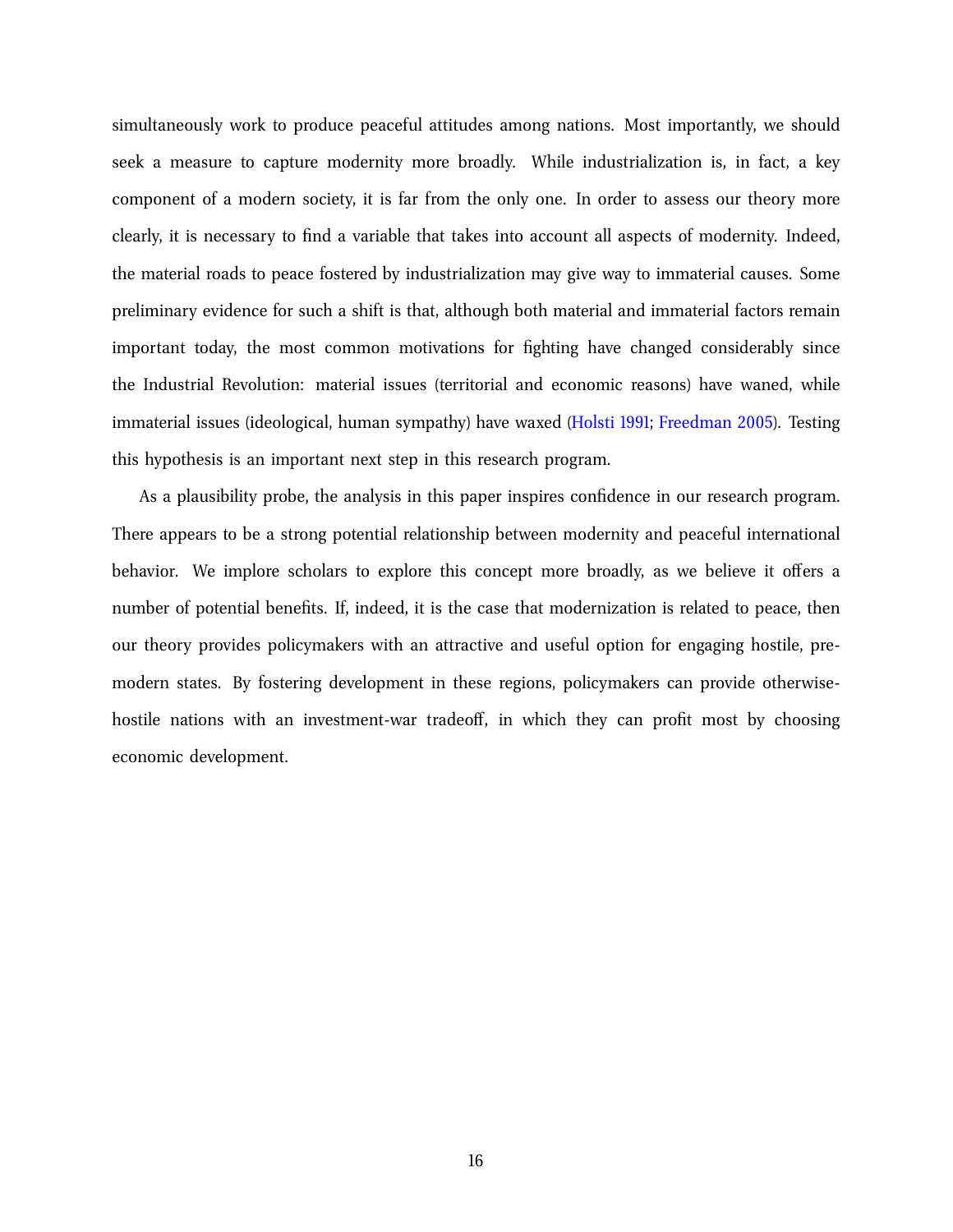simultaneously work to produce peaceful attitudes among nations. Most importantly, we should seek a measure to capture modernity more broadly. While industrialization is, in fact, a key component of a modern society, it is far from the only one. In order to assess our theory more clearly, it is necessary to find a variable that takes into account all aspects of modernity. Indeed, the material roads to peace fostered by industrialization may give way to immaterial causes. Some preliminary evidence for such a shift is that, although both material and immaterial factors remain important today, the most common motivations for fighting have changed considerably since the Industrial Revolution: material issues (territorial and economic reasons) have waned, while immaterial issues (ideological, human sympathy) have waxed (Holsti 1991; Freedman 2005). Testing this hypothesis is an important next step in this research program.

As a plausibility probe, the analysis in this paper inspires confidence in our research program. There appears to be a strong potential relationship between modernity and peaceful international behavior. We implore scholars to explore this concept more broadly, as we believe it offers a number of potential benefits. If, indeed, it is the case that modernization is related to peace, then our theory provides policymakers with an attractive and useful option for engaging hostile, pre-modern states. By fostering development in these regions, policymakers can provide otherwise-hostile nations with an investment-war tradeoff, in which they can profit most by choosing economic development.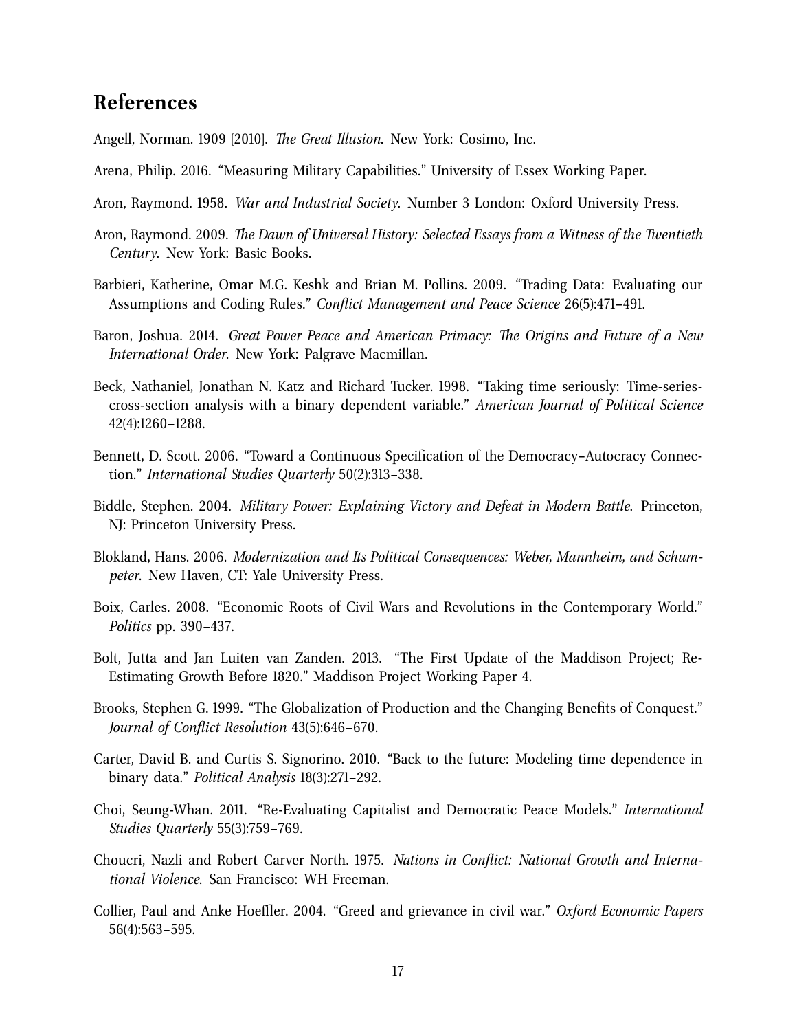## References

Angell, Norman. 1909 [2010]. *The Great Illusion*. New York: Cosimo, Inc.

Arena, Philip. 2016. "Measuring Military Capabilities." University of Essex Working Paper.

Aron, Raymond. 1958. *War and Industrial Society*. Number 3 London: Oxford University Press.

Aron, Raymond. 2009. *The Dawn of Universal History: Selected Essays from a Witness of the Twentieth Century*. New York: Basic Books.

Barbieri, Katherine, Omar M.G. Keshk and Brian M. Pollins. 2009. "Trading Data: Evaluating our Assumptions and Coding Rules." *Conflict Management and Peace Science* 26(5):471–491.

Baron, Joshua. 2014. *Great Power Peace and American Primacy: The Origins and Future of a New International Order*. New York: Palgrave Macmillan.

Beck, Nathaniel, Jonathan N. Katz and Richard Tucker. 1998. "Taking time seriously: Time-series-cross-section analysis with a binary dependent variable." *American Journal of Political Science* 42(4):1260–1288.

Bennett, D. Scott. 2006. "Toward a Continuous Specification of the Democracy–Autocracy Connection." *International Studies Quarterly* 50(2):313–338.

Biddle, Stephen. 2004. *Military Power: Explaining Victory and Defeat in Modern Battle*. Princeton, NJ: Princeton University Press.

Blokland, Hans. 2006. *Modernization and Its Political Consequences: Weber, Mannheim, and Schumpeter*. New Haven, CT: Yale University Press.

Boix, Carles. 2008. "Economic Roots of Civil Wars and Revolutions in the Contemporary World." *Politics* pp. 390–437.

Bolt, Jutta and Jan Luiten van Zanden. 2013. "The First Update of the Maddison Project; Re-Estimating Growth Before 1820." Maddison Project Working Paper 4.

Brooks, Stephen G. 1999. "The Globalization of Production and the Changing Benefits of Conquest." *Journal of Conflict Resolution* 43(5):646–670.

Carter, David B. and Curtis S. Signorino. 2010. "Back to the future: Modeling time dependence in binary data." *Political Analysis* 18(3):271–292.

Choi, Seung-Whan. 2011. "Re-Evaluating Capitalist and Democratic Peace Models." *International Studies Quarterly* 55(3):759–769.

Choucri, Nazli and Robert Carver North. 1975. *Nations in Conflict: National Growth and International Violence*. San Francisco: WH Freeman.

Collier, Paul and Anke Hoeffler. 2004. "Greed and grievance in civil war." *Oxford Economic Papers* 56(4):563–595.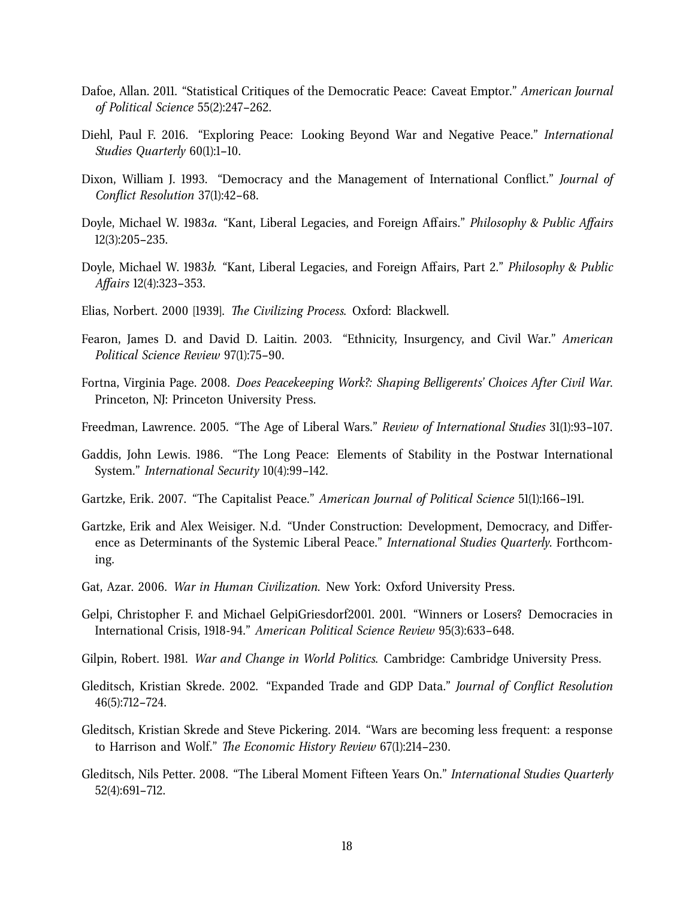Dafoe, Allan. 2011. "Statistical Critiques of the Democratic Peace: Caveat Emptor." *American Journal of Political Science* 55(2):247–262.

Diehl, Paul F. 2016. "Exploring Peace: Looking Beyond War and Negative Peace." *International Studies Quarterly* 60(1):1–10.

Dixon, William J. 1993. "Democracy and the Management of International Conflict." *Journal of Conflict Resolution* 37(1):42–68.

Doyle, Michael W. 1983*a*. "Kant, Liberal Legacies, and Foreign Affairs." *Philosophy & Public Affairs* 12(3):205–235.

Doyle, Michael W. 1983*b*. "Kant, Liberal Legacies, and Foreign Affairs, Part 2." *Philosophy & Public Affairs* 12(4):323–353.

Elias, Norbert. 2000 [1939]. *The Civilizing Process*. Oxford: Blackwell.

Fearon, James D. and David D. Laitin. 2003. "Ethnicity, Insurgency, and Civil War." *American Political Science Review* 97(1):75–90.

Fortna, Virginia Page. 2008. *Does Peacekeeping Work?: Shaping Belligerents' Choices After Civil War*. Princeton, NJ: Princeton University Press.

Freedman, Lawrence. 2005. "The Age of Liberal Wars." *Review of International Studies* 31(1):93–107.

Gaddis, John Lewis. 1986. "The Long Peace: Elements of Stability in the Postwar International System." *International Security* 10(4):99–142.

Gartzke, Erik. 2007. "The Capitalist Peace." *American Journal of Political Science* 51(1):166–191.

Gartzke, Erik and Alex Weisiger. N.d. "Under Construction: Development, Democracy, and Difference as Determinants of the Systemic Liberal Peace." *International Studies Quarterly*. Forthcoming.

Gat, Azar. 2006. *War in Human Civilization*. New York: Oxford University Press.

Gelpi, Christopher F. and Michael GelpiGriesdorf2001. 2001. "Winners or Losers? Democracies in International Crisis, 1918-94." *American Political Science Review* 95(3):633–648.

Gilpin, Robert. 1981. *War and Change in World Politics*. Cambridge: Cambridge University Press.

Gleditsch, Kristian Skrede. 2002. "Expanded Trade and GDP Data." *Journal of Conflict Resolution* 46(5):712–724.

Gleditsch, Kristian Skrede and Steve Pickering. 2014. "Wars are becoming less frequent: a response to Harrison and Wolf." *The Economic History Review* 67(1):214–230.

Gleditsch, Nils Petter. 2008. "The Liberal Moment Fifteen Years On." *International Studies Quarterly* 52(4):691–712.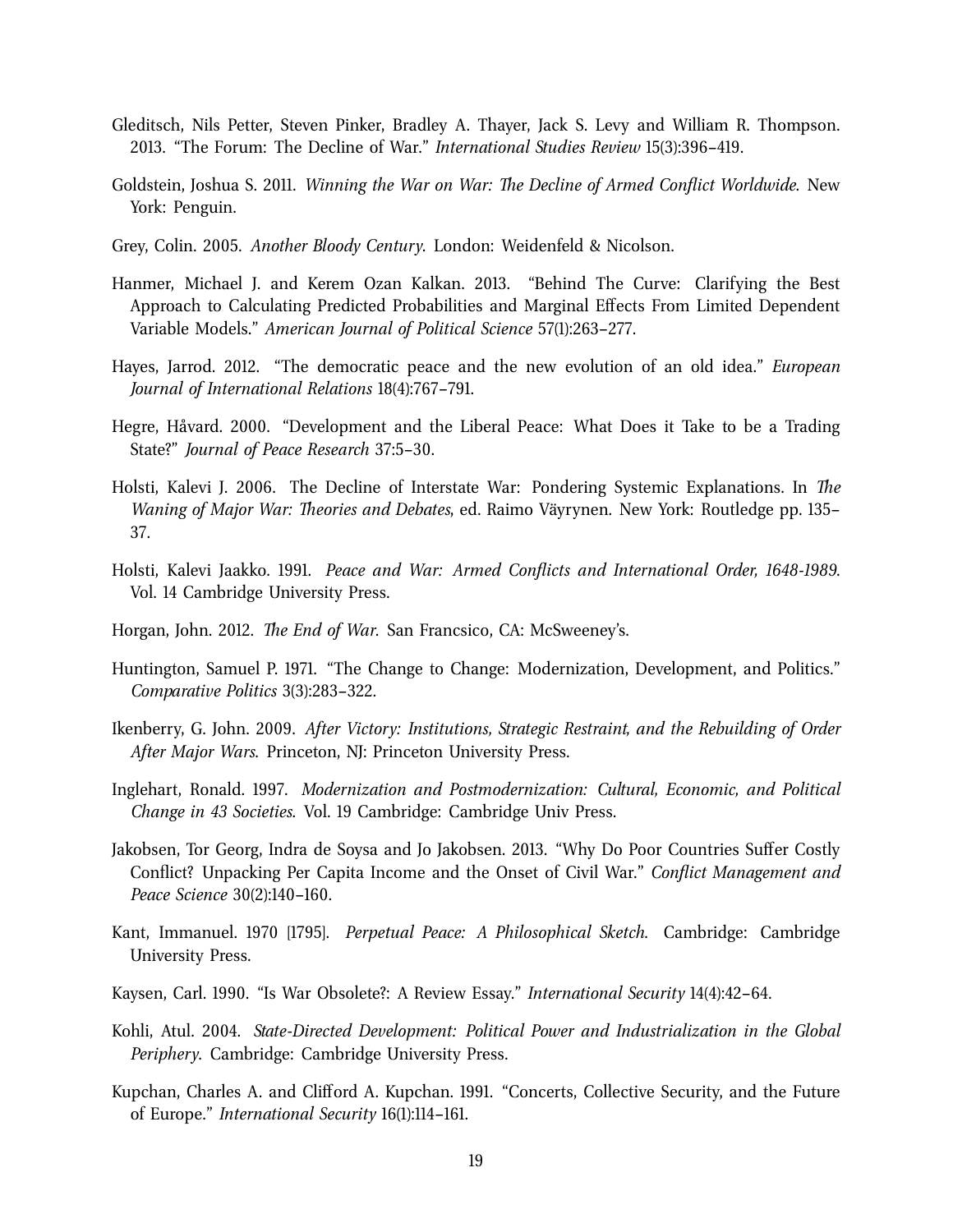Gleditsch, Nils Petter, Steven Pinker, Bradley A. Thayer, Jack S. Levy and William R. Thompson. 2013. "The Forum: The Decline of War." *International Studies Review* 15(3):396–419.

Goldstein, Joshua S. 2011. *Winning the War on War: The Decline of Armed Conflict Worldwide*. New York: Penguin.

Grey, Colin. 2005. *Another Bloody Century*. London: Weidenfeld & Nicolson.

Hanmer, Michael J. and Kerem Ozan Kalkan. 2013. "Behind The Curve: Clarifying the Best Approach to Calculating Predicted Probabilities and Marginal Effects From Limited Dependent Variable Models." *American Journal of Political Science* 57(1):263–277.

Hayes, Jarrod. 2012. "The democratic peace and the new evolution of an old idea." *European Journal of International Relations* 18(4):767–791.

Hegre, Håvard. 2000. "Development and the Liberal Peace: What Does it Take to be a Trading State?" *Journal of Peace Research* 37:5–30.

Holsti, Kalevi J. 2006. The Decline of Interstate War: Pondering Systemic Explanations. In *The Waning of Major War: Theories and Debates*, ed. Raimo Väyrynen. New York: Routledge pp. 135–37.

Holsti, Kalevi Jaakko. 1991. *Peace and War: Armed Conflicts and International Order, 1648-1989*. Vol. 14 Cambridge University Press.

Horgan, John. 2012. *The End of War*. San Francsico, CA: McSweeney's.

Huntington, Samuel P. 1971. "The Change to Change: Modernization, Development, and Politics." *Comparative Politics* 3(3):283–322.

Ikenberry, G. John. 2009. *After Victory: Institutions, Strategic Restraint, and the Rebuilding of Order After Major Wars*. Princeton, NJ: Princeton University Press.

Inglehart, Ronald. 1997. *Modernization and Postmodernization: Cultural, Economic, and Political Change in 43 Societies*. Vol. 19 Cambridge: Cambridge Univ Press.

Jakobsen, Tor Georg, Indra de Soysa and Jo Jakobsen. 2013. "Why Do Poor Countries Suffer Costly Conflict? Unpacking Per Capita Income and the Onset of Civil War." *Conflict Management and Peace Science* 30(2):140–160.

Kant, Immanuel. 1970 [1795]. *Perpetual Peace: A Philosophical Sketch*. Cambridge: Cambridge University Press.

Kaysen, Carl. 1990. "Is War Obsolete?: A Review Essay." *International Security* 14(4):42–64.

Kohli, Atul. 2004. *State-Directed Development: Political Power and Industrialization in the Global Periphery*. Cambridge: Cambridge University Press.

Kupchan, Charles A. and Clifford A. Kupchan. 1991. "Concerts, Collective Security, and the Future of Europe." *International Security* 16(1):114–161.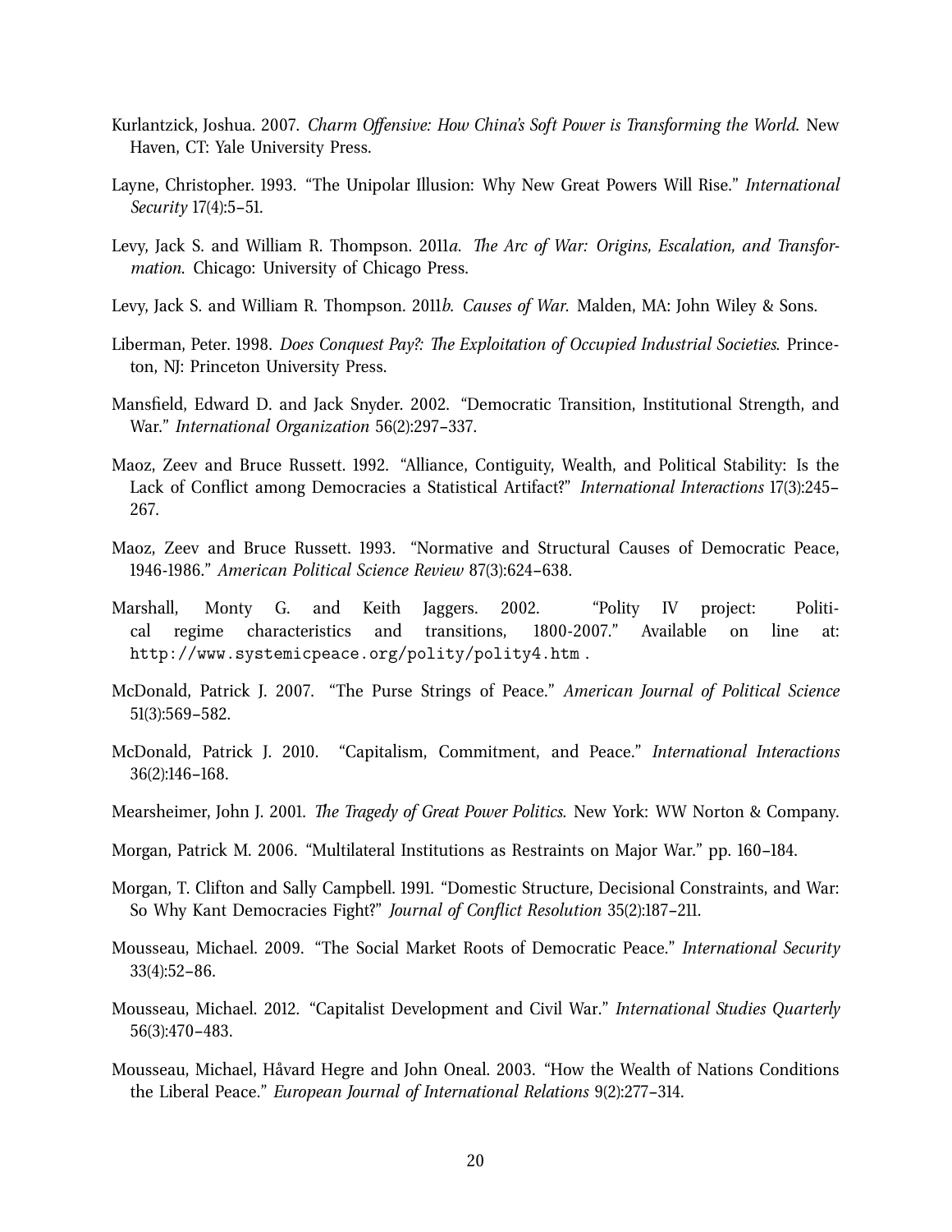Kurlantzick, Joshua. 2007. *Charm Offensive: How China's Soft Power is Transforming the World*. New Haven, CT: Yale University Press.

Layne, Christopher. 1993. "The Unipolar Illusion: Why New Great Powers Will Rise." *International Security* 17(4):5–51.

Levy, Jack S. and William R. Thompson. 2011*a*. *The Arc of War: Origins, Escalation, and Transformation*. Chicago: University of Chicago Press.

Levy, Jack S. and William R. Thompson. 2011*b*. *Causes of War*. Malden, MA: John Wiley & Sons.

Liberman, Peter. 1998. *Does Conquest Pay?: The Exploitation of Occupied Industrial Societies*. Princeton, NJ: Princeton University Press.

Mansfield, Edward D. and Jack Snyder. 2002. "Democratic Transition, Institutional Strength, and War." *International Organization* 56(2):297–337.

Maoz, Zeev and Bruce Russett. 1992. "Alliance, Contiguity, Wealth, and Political Stability: Is the Lack of Conflict among Democracies a Statistical Artifact?" *International Interactions* 17(3):245–267.

Maoz, Zeev and Bruce Russett. 1993. "Normative and Structural Causes of Democratic Peace, 1946-1986." *American Political Science Review* 87(3):624–638.

Marshall, Monty G. and Keith Jaggers. 2002. "Polity IV project: Political regime characteristics and transitions, 1800-2007." Available on line at: `http://www.systemicpeace.org/polity/polity4.htm` .

McDonald, Patrick J. 2007. "The Purse Strings of Peace." *American Journal of Political Science* 51(3):569–582.

McDonald, Patrick J. 2010. "Capitalism, Commitment, and Peace." *International Interactions* 36(2):146–168.

Mearsheimer, John J. 2001. *The Tragedy of Great Power Politics*. New York: WW Norton & Company.

Morgan, Patrick M. 2006. "Multilateral Institutions as Restraints on Major War." pp. 160–184.

Morgan, T. Clifton and Sally Campbell. 1991. "Domestic Structure, Decisional Constraints, and War: So Why Kant Democracies Fight?" *Journal of Conflict Resolution* 35(2):187–211.

Mousseau, Michael. 2009. "The Social Market Roots of Democratic Peace." *International Security* 33(4):52–86.

Mousseau, Michael. 2012. "Capitalist Development and Civil War." *International Studies Quarterly* 56(3):470–483.

Mousseau, Michael, Håvard Hegre and John Oneal. 2003. "How the Wealth of Nations Conditions the Liberal Peace." *European Journal of International Relations* 9(2):277–314.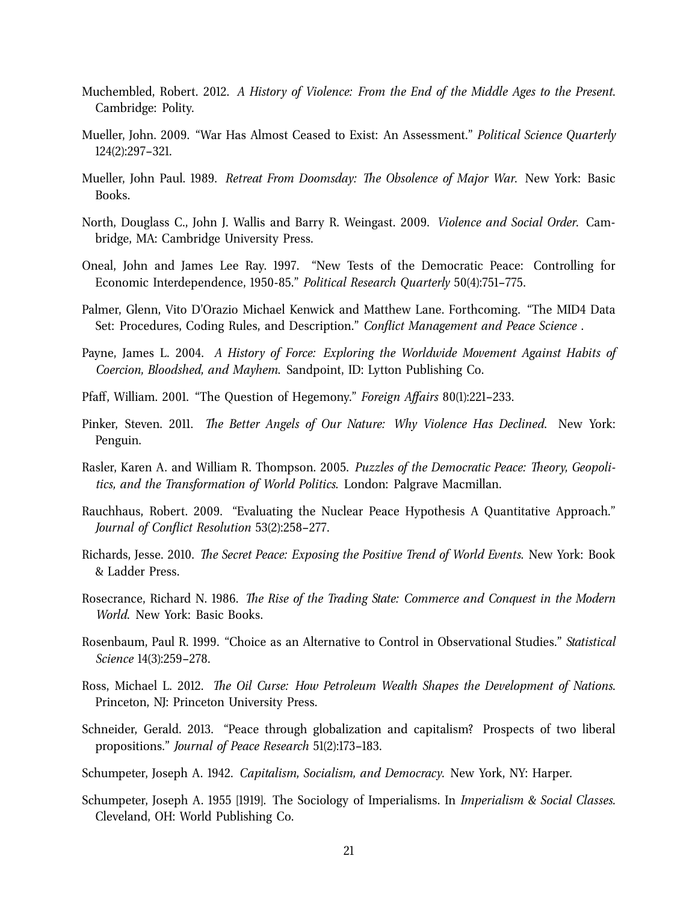Muchembled, Robert. 2012. *A History of Violence: From the End of the Middle Ages to the Present*. Cambridge: Polity.

Mueller, John. 2009. "War Has Almost Ceased to Exist: An Assessment." *Political Science Quarterly* 124(2):297–321.

Mueller, John Paul. 1989. *Retreat From Doomsday: The Obsolence of Major War*. New York: Basic Books.

North, Douglass C., John J. Wallis and Barry R. Weingast. 2009. *Violence and Social Order*. Cambridge, MA: Cambridge University Press.

Oneal, John and James Lee Ray. 1997. "New Tests of the Democratic Peace: Controlling for Economic Interdependence, 1950-85." *Political Research Quarterly* 50(4):751–775.

Palmer, Glenn, Vito D'Orazio Michael Kenwick and Matthew Lane. Forthcoming. "The MID4 Data Set: Procedures, Coding Rules, and Description." *Conflict Management and Peace Science* .

Payne, James L. 2004. *A History of Force: Exploring the Worldwide Movement Against Habits of Coercion, Bloodshed, and Mayhem*. Sandpoint, ID: Lytton Publishing Co.

Pfaff, William. 2001. "The Question of Hegemony." *Foreign Affairs* 80(1):221–233.

Pinker, Steven. 2011. *The Better Angels of Our Nature: Why Violence Has Declined*. New York: Penguin.

Rasler, Karen A. and William R. Thompson. 2005. *Puzzles of the Democratic Peace: Theory, Geopolitics, and the Transformation of World Politics*. London: Palgrave Macmillan.

Rauchhaus, Robert. 2009. "Evaluating the Nuclear Peace Hypothesis A Quantitative Approach." *Journal of Conflict Resolution* 53(2):258–277.

Richards, Jesse. 2010. *The Secret Peace: Exposing the Positive Trend of World Events*. New York: Book & Ladder Press.

Rosecrance, Richard N. 1986. *The Rise of the Trading State: Commerce and Conquest in the Modern World*. New York: Basic Books.

Rosenbaum, Paul R. 1999. "Choice as an Alternative to Control in Observational Studies." *Statistical Science* 14(3):259–278.

Ross, Michael L. 2012. *The Oil Curse: How Petroleum Wealth Shapes the Development of Nations*. Princeton, NJ: Princeton University Press.

Schneider, Gerald. 2013. "Peace through globalization and capitalism? Prospects of two liberal propositions." *Journal of Peace Research* 51(2):173–183.

Schumpeter, Joseph A. 1942. *Capitalism, Socialism, and Democracy*. New York, NY: Harper.

Schumpeter, Joseph A. 1955 [1919]. The Sociology of Imperialisms. In *Imperialism & Social Classes*. Cleveland, OH: World Publishing Co.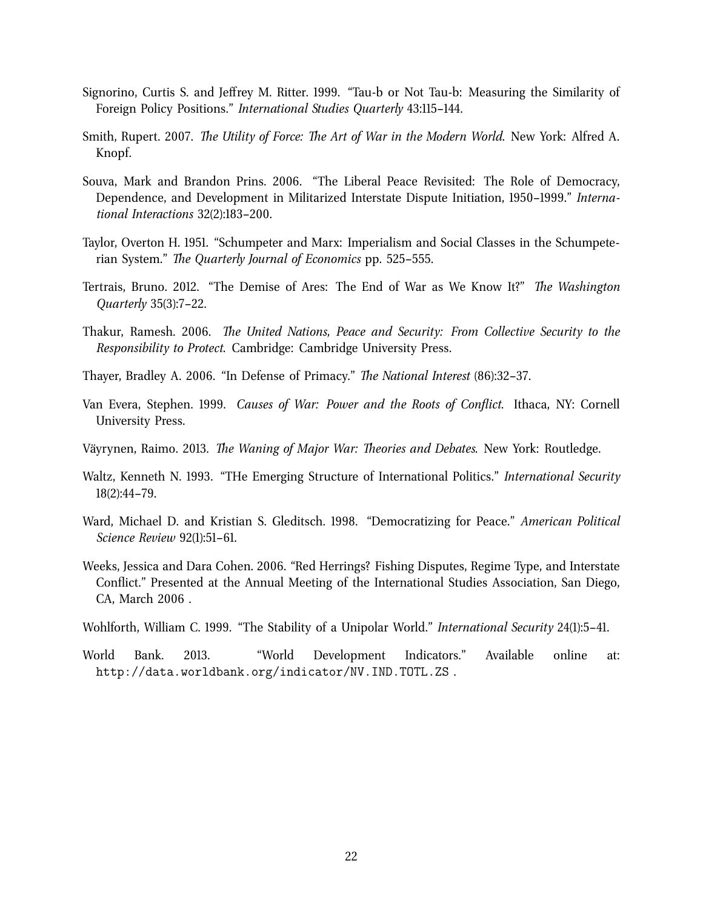Signorino, Curtis S. and Jeffrey M. Ritter. 1999. "Tau-b or Not Tau-b: Measuring the Similarity of Foreign Policy Positions." *International Studies Quarterly* 43:115–144.

Smith, Rupert. 2007. *The Utility of Force: The Art of War in the Modern World*. New York: Alfred A. Knopf.

Souva, Mark and Brandon Prins. 2006. "The Liberal Peace Revisited: The Role of Democracy, Dependence, and Development in Militarized Interstate Dispute Initiation, 1950–1999." *International Interactions* 32(2):183–200.

Taylor, Overton H. 1951. "Schumpeter and Marx: Imperialism and Social Classes in the Schumpeterian System." *The Quarterly Journal of Economics* pp. 525–555.

Tertrais, Bruno. 2012. "The Demise of Ares: The End of War as We Know It?" *The Washington Quarterly* 35(3):7–22.

Thakur, Ramesh. 2006. *The United Nations, Peace and Security: From Collective Security to the Responsibility to Protect*. Cambridge: Cambridge University Press.

Thayer, Bradley A. 2006. "In Defense of Primacy." *The National Interest* (86):32–37.

Van Evera, Stephen. 1999. *Causes of War: Power and the Roots of Conflict*. Ithaca, NY: Cornell University Press.

Väyrynen, Raimo. 2013. *The Waning of Major War: Theories and Debates*. New York: Routledge.

Waltz, Kenneth N. 1993. "THe Emerging Structure of International Politics." *International Security* 18(2):44–79.

Ward, Michael D. and Kristian S. Gleditsch. 1998. "Democratizing for Peace." *American Political Science Review* 92(1):51–61.

Weeks, Jessica and Dara Cohen. 2006. "Red Herrings? Fishing Disputes, Regime Type, and Interstate Conflict." Presented at the Annual Meeting of the International Studies Association, San Diego, CA, March 2006 .

Wohlforth, William C. 1999. "The Stability of a Unipolar World." *International Security* 24(1):5–41.

World Bank. 2013. "World Development Indicators." Available online at: `http://data.worldbank.org/indicator/NV.IND.TOTL.ZS` .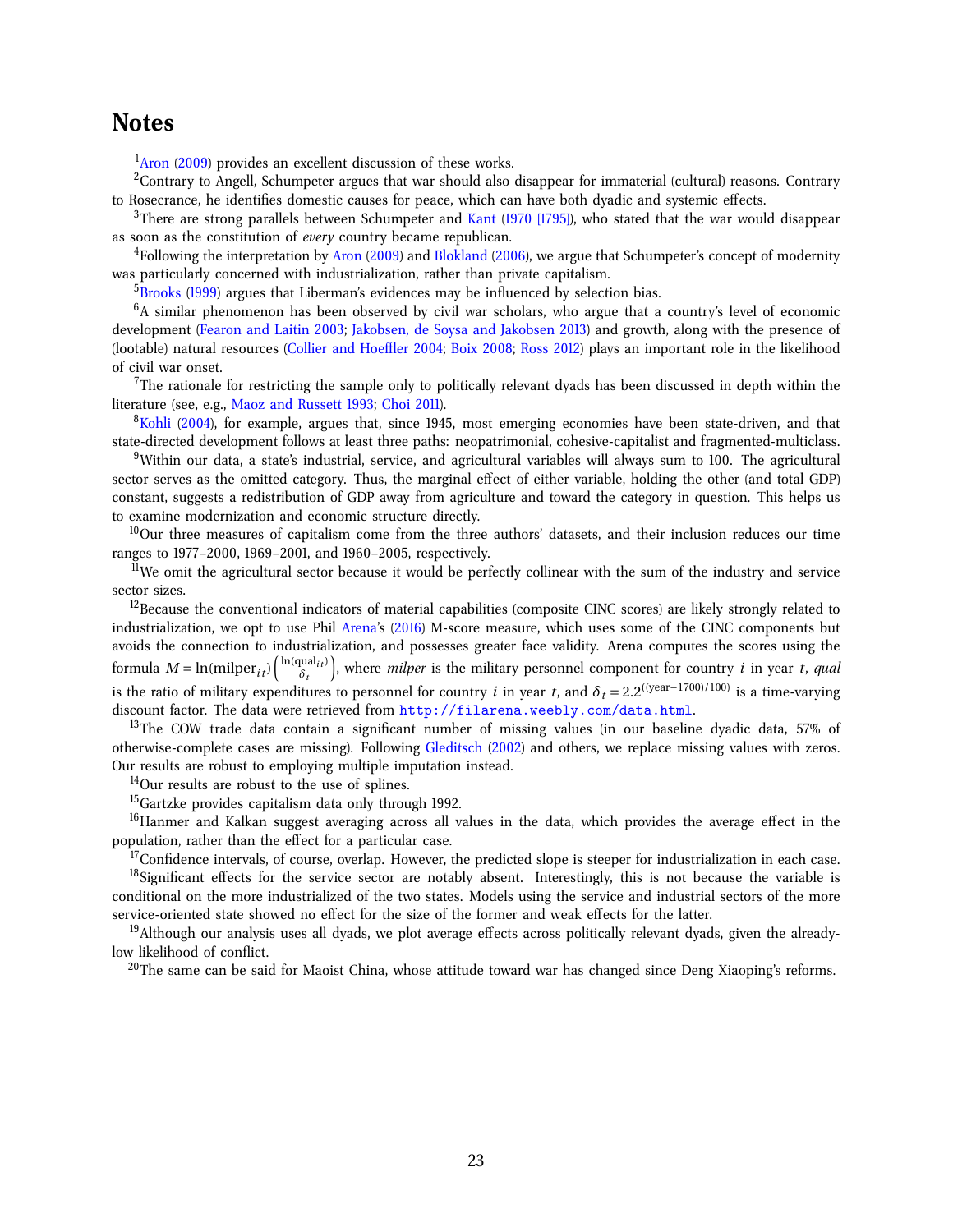# Notes

[1]Aron (2009) provides an excellent discussion of these works.

[2]Contrary to Angell, Schumpeter argues that war should also disappear for immaterial (cultural) reasons. Contrary to Rosecrance, he identifies domestic causes for peace, which can have both dyadic and systemic effects.

[3]There are strong parallels between Schumpeter and Kant (1970 [1795]), who stated that the war would disappear as soon as the constitution of *every* country became republican.

[4]Following the interpretation by Aron (2009) and Blokland (2006), we argue that Schumpeter's concept of modernity was particularly concerned with industrialization, rather than private capitalism.

[5]Brooks (1999) argues that Liberman's evidences may be influenced by selection bias.

[6]A similar phenomenon has been observed by civil war scholars, who argue that a country's level of economic development (Fearon and Laitin 2003; Jakobsen, de Soysa and Jakobsen 2013) and growth, along with the presence of (lootable) natural resources (Collier and Hoeffler 2004; Boix 2008; Ross 2012) plays an important role in the likelihood of civil war onset.

[7]The rationale for restricting the sample only to politically relevant dyads has been discussed in depth within the literature (see, e.g., Maoz and Russett 1993; Choi 2011).

[8]Kohli (2004), for example, argues that, since 1945, most emerging economies have been state-driven, and that state-directed development follows at least three paths: neopatrimonial, cohesive-capitalist and fragmented-multiclass.

[9]Within our data, a state's industrial, service, and agricultural variables will always sum to 100. The agricultural sector serves as the omitted category. Thus, the marginal effect of either variable, holding the other (and total GDP) constant, suggests a redistribution of GDP away from agriculture and toward the category in question. This helps us to examine modernization and economic structure directly.

[10]Our three measures of capitalism come from the three authors' datasets, and their inclusion reduces our time ranges to 1977–2000, 1969–2001, and 1960–2005, respectively.

[11]We omit the agricultural sector because it would be perfectly collinear with the sum of the industry and service sector sizes.

[12]Because the conventional indicators of material capabilities (composite CINC scores) are likely strongly related to industrialization, we opt to use Phil Arena's (2016) M-score measure, which uses some of the CINC components but avoids the connection to industrialization, and possesses greater face validity. Arena computes the scores using the formula $M = \ln(\text{milper}_{it})\left(\frac{\ln(\text{qual}_{it})}{\delta_t}\right)$, where *milper* is the military personnel component for country $i$ in year $t$, *qual* is the ratio of military expenditures to personnel for country $i$ in year $t$, and $\delta_t = 2.2^{((\text{year}-1700)/100)}$ is a time-varying discount factor. The data were retrieved from `http://filarena.weebly.com/data.html`.

[13]The COW trade data contain a significant number of missing values (in our baseline dyadic data, 57% of otherwise-complete cases are missing). Following Gleditsch (2002) and others, we replace missing values with zeros. Our results are robust to employing multiple imputation instead.

[14]Our results are robust to the use of splines.

[15]Gartzke provides capitalism data only through 1992.

[16]Hanmer and Kalkan suggest averaging across all values in the data, which provides the average effect in the population, rather than the effect for a particular case.

[17]Confidence intervals, of course, overlap. However, the predicted slope is steeper for industrialization in each case.

[18]Significant effects for the service sector are notably absent. Interestingly, this is not because the variable is conditional on the more industrialized of the two states. Models using the service and industrial sectors of the more service-oriented state showed no effect for the size of the former and weak effects for the latter.

[19]Although our analysis uses all dyads, we plot average effects across politically relevant dyads, given the already-low likelihood of conflict.

[20]The same can be said for Maoist China, whose attitude toward war has changed since Deng Xiaoping's reforms.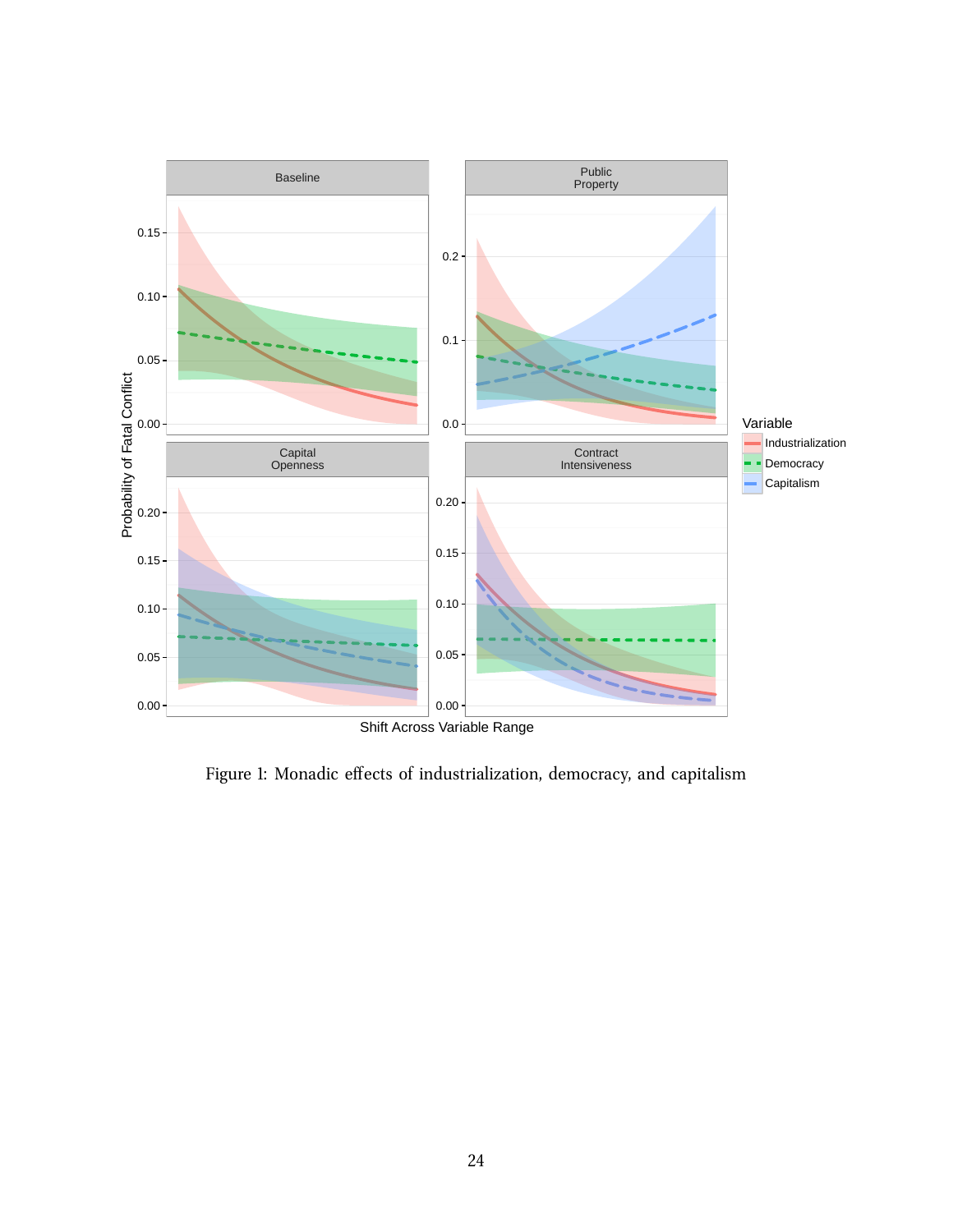Figure 1: Monadic effects of industrialization, democracy, and capitalism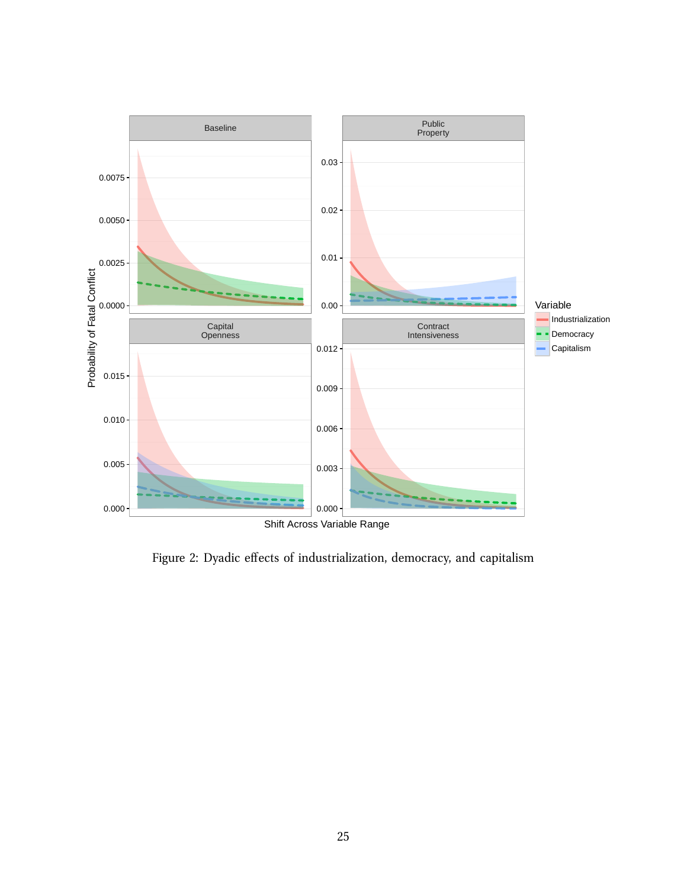Figure 2: Dyadic effects of industrialization, democracy, and capitalism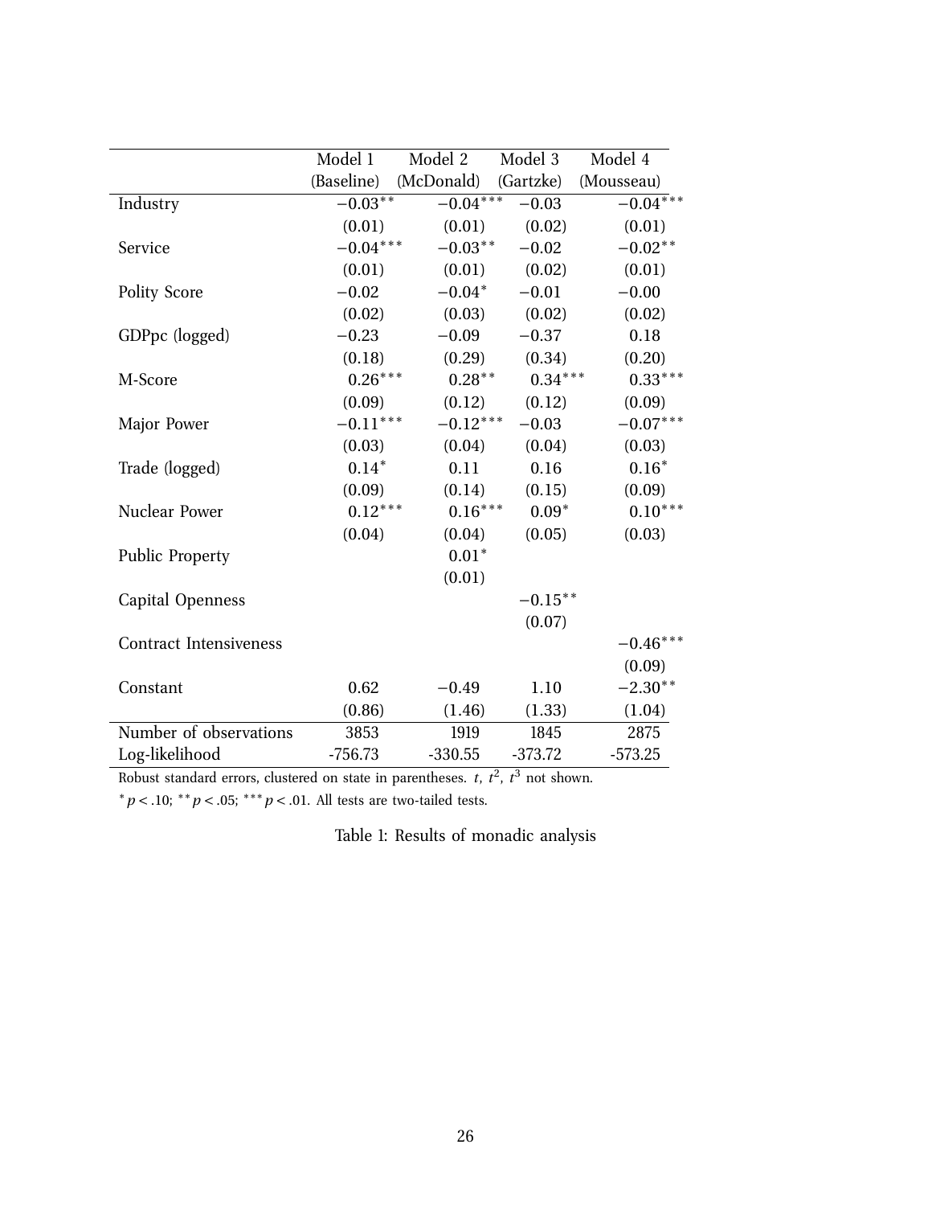| | Model 1 (Baseline) | Model 2 (McDonald) | Model 3 (Gartzke) | Model 4 (Mousseau) |
|---|---|---|---|---|
| Industry | $-0.03^{**}$ | $-0.04^{***}$ | $-0.03$ | $-0.04^{***}$ |
| | (0.01) | (0.01) | (0.02) | (0.01) |
| Service | $-0.04^{***}$ | $-0.03^{**}$ | $-0.02$ | $-0.02^{**}$ |
| | (0.01) | (0.01) | (0.02) | (0.01) |
| Polity Score | $-0.02$ | $-0.04^{*}$ | $-0.01$ | $-0.00$ |
| | (0.02) | (0.03) | (0.02) | (0.02) |
| GDPpc (logged) | $-0.23$ | $-0.09$ | $-0.37$ | 0.18 |
| | (0.18) | (0.29) | (0.34) | (0.20) |
| M-Score | $0.26^{***}$ | $0.28^{**}$ | $0.34^{***}$ | $0.33^{***}$ |
| | (0.09) | (0.12) | (0.12) | (0.09) |
| Major Power | $-0.11^{***}$ | $-0.12^{***}$ | $-0.03$ | $-0.07^{***}$ |
| | (0.03) | (0.04) | (0.04) | (0.03) |
| Trade (logged) | $0.14^{*}$ | 0.11 | 0.16 | $0.16^{*}$ |
| | (0.09) | (0.14) | (0.15) | (0.09) |
| Nuclear Power | $0.12^{***}$ | $0.16^{***}$ | $0.09^{*}$ | $0.10^{***}$ |
| | (0.04) | (0.04) | (0.05) | (0.03) |
| Public Property | | $0.01^{*}$ | | |
| | | (0.01) | | |
| Capital Openness | | | $-0.15^{**}$ | |
| | | | (0.07) | |
| Contract Intensiveness | | | | $-0.46^{***}$ |
| | | | | (0.09) |
| Constant | 0.62 | $-0.49$ | 1.10 | $-2.30^{**}$ |
| | (0.86) | (1.46) | (1.33) | (1.04) |
| Number of observations | 3853 | 1919 | 1845 | 2875 |
| Log-likelihood | -756.73 | -330.55 | -373.72 | -573.25 |

Robust standard errors, clustered on state in parentheses. $t$, $t^2$, $t^3$ not shown.

$^{*}p < .10$; $^{**}p < .05$; $^{***}p < .01$. All tests are two-tailed tests.

Table 1: Results of monadic analysis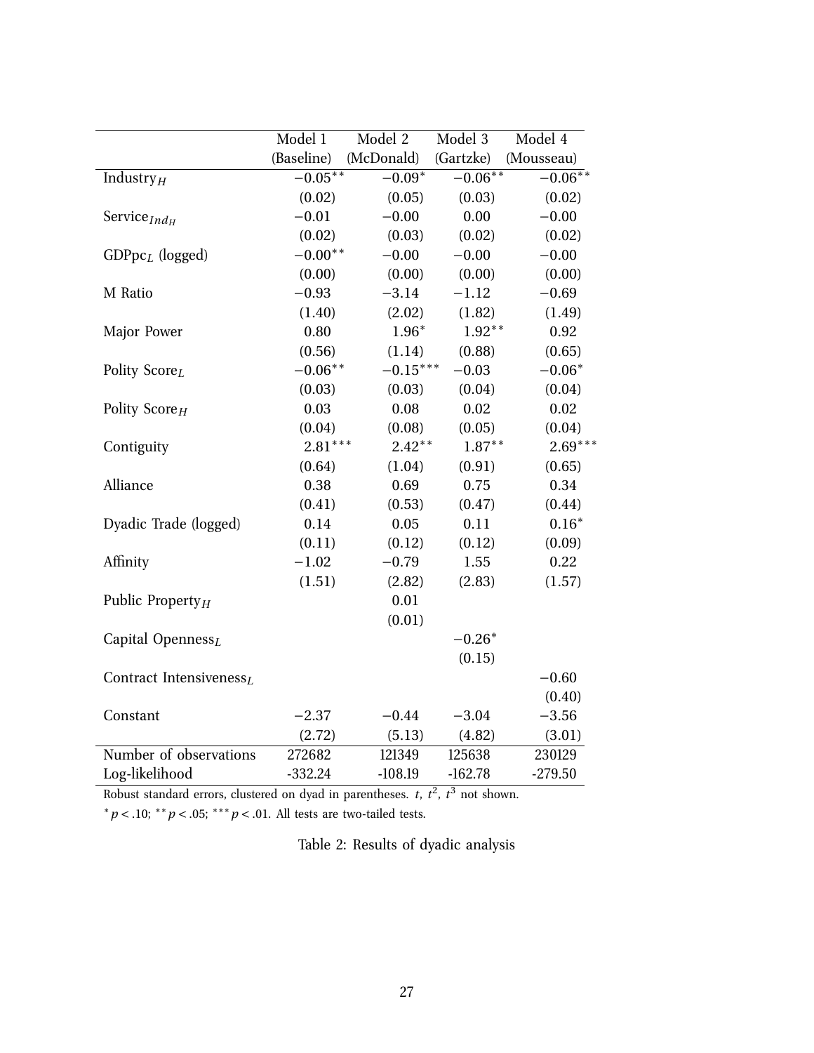| | Model 1 (Baseline) | Model 2 (McDonald) | Model 3 (Gartzke) | Model 4 (Mousseau) |
|---|---|---|---|---|
| $\text{Industry}_H$ | $-0.05^{**}$ | $-0.09^{*}$ | $-0.06^{**}$ | $-0.06^{**}$ |
| | (0.02) | (0.05) | (0.03) | (0.02) |
| $\text{Service}_{Ind_H}$ | $-0.01$ | $-0.00$ | 0.00 | $-0.00$ |
| | (0.02) | (0.03) | (0.02) | (0.02) |
| $\text{GDPpc}_L$ (logged) | $-0.00^{**}$ | $-0.00$ | $-0.00$ | $-0.00$ |
| | (0.00) | (0.00) | (0.00) | (0.00) |
| M Ratio | $-0.93$ | $-3.14$ | $-1.12$ | $-0.69$ |
| | (1.40) | (2.02) | (1.82) | (1.49) |
| Major Power | 0.80 | $1.96^{*}$ | $1.92^{**}$ | 0.92 |
| | (0.56) | (1.14) | (0.88) | (0.65) |
| $\text{Polity Score}_L$ | $-0.06^{**}$ | $-0.15^{***}$ | $-0.03$ | $-0.06^{*}$ |
| | (0.03) | (0.03) | (0.04) | (0.04) |
| $\text{Polity Score}_H$ | 0.03 | 0.08 | 0.02 | 0.02 |
| | (0.04) | (0.08) | (0.05) | (0.04) |
| Contiguity | $2.81^{***}$ | $2.42^{**}$ | $1.87^{**}$ | $2.69^{***}$ |
| | (0.64) | (1.04) | (0.91) | (0.65) |
| Alliance | 0.38 | 0.69 | 0.75 | 0.34 |
| | (0.41) | (0.53) | (0.47) | (0.44) |
| Dyadic Trade (logged) | 0.14 | 0.05 | 0.11 | $0.16^{*}$ |
| | (0.11) | (0.12) | (0.12) | (0.09) |
| Affinity | $-1.02$ | $-0.79$ | 1.55 | 0.22 |
| | (1.51) | (2.82) | (2.83) | (1.57) |
| $\text{Public Property}_H$ | | 0.01 | | |
| | | (0.01) | | |
| $\text{Capital Openness}_L$ | | | $-0.26^{*}$ | |
| | | | (0.15) | |
| $\text{Contract Intensiveness}_L$ | | | | $-0.60$ |
| | | | | (0.40) |
| Constant | $-2.37$ | $-0.44$ | $-3.04$ | $-3.56$ |
| | (2.72) | (5.13) | (4.82) | (3.01) |
| Number of observations | 272682 | 121349 | 125638 | 230129 |
| Log-likelihood | -332.24 | -108.19 | -162.78 | -279.50 |

Robust standard errors, clustered on dyad in parentheses. $t$, $t^2$, $t^3$ not shown.

$^{*}p < .10$; $^{**}p < .05$; $^{***}p < .01$. All tests are two-tailed tests.

Table 2: Results of dyadic analysis